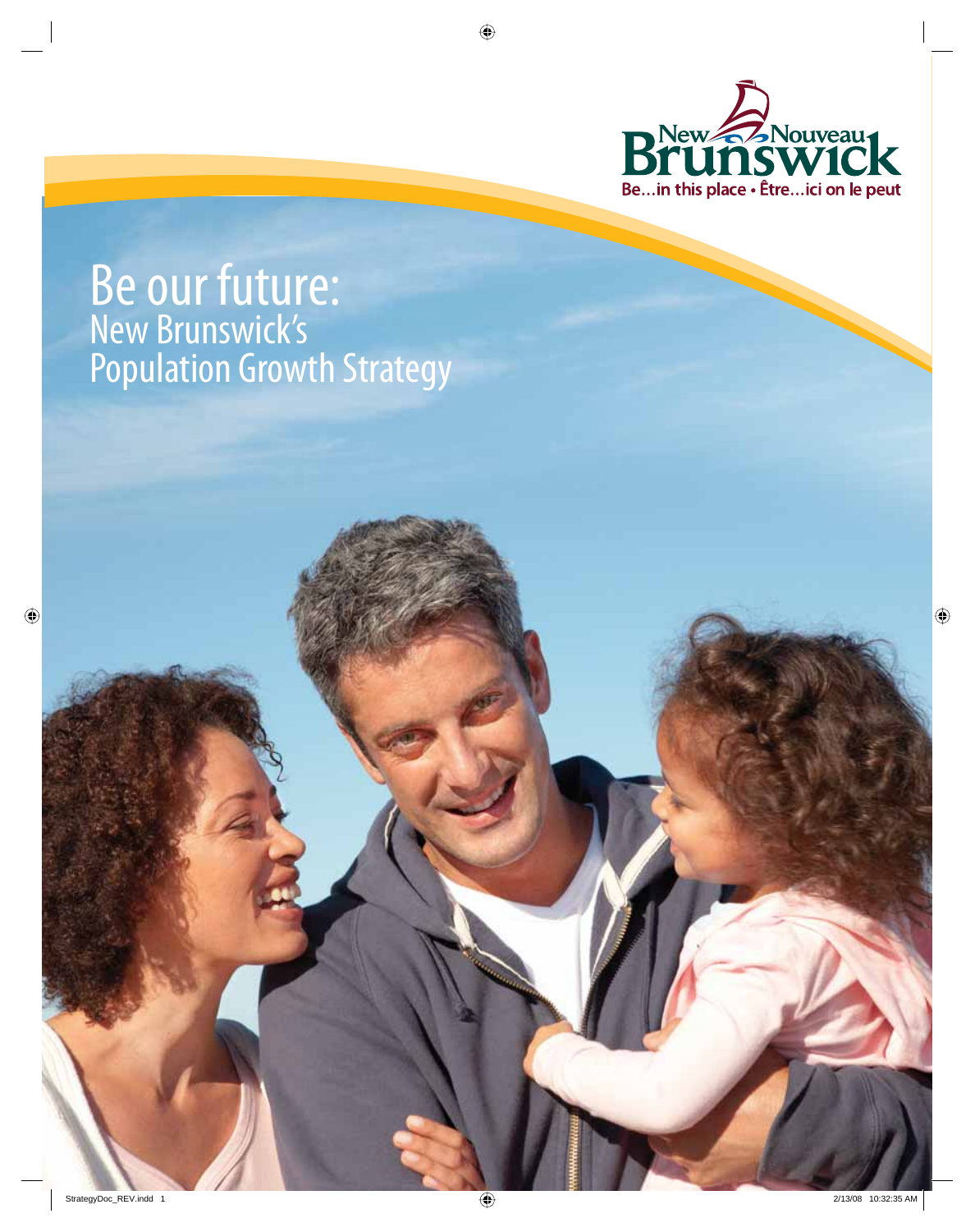New Brunswick / Nouveau Brunswick

Be...in this place • Être...ici on le peut

# Be our future:

## New Brunswick's Population Growth Strategy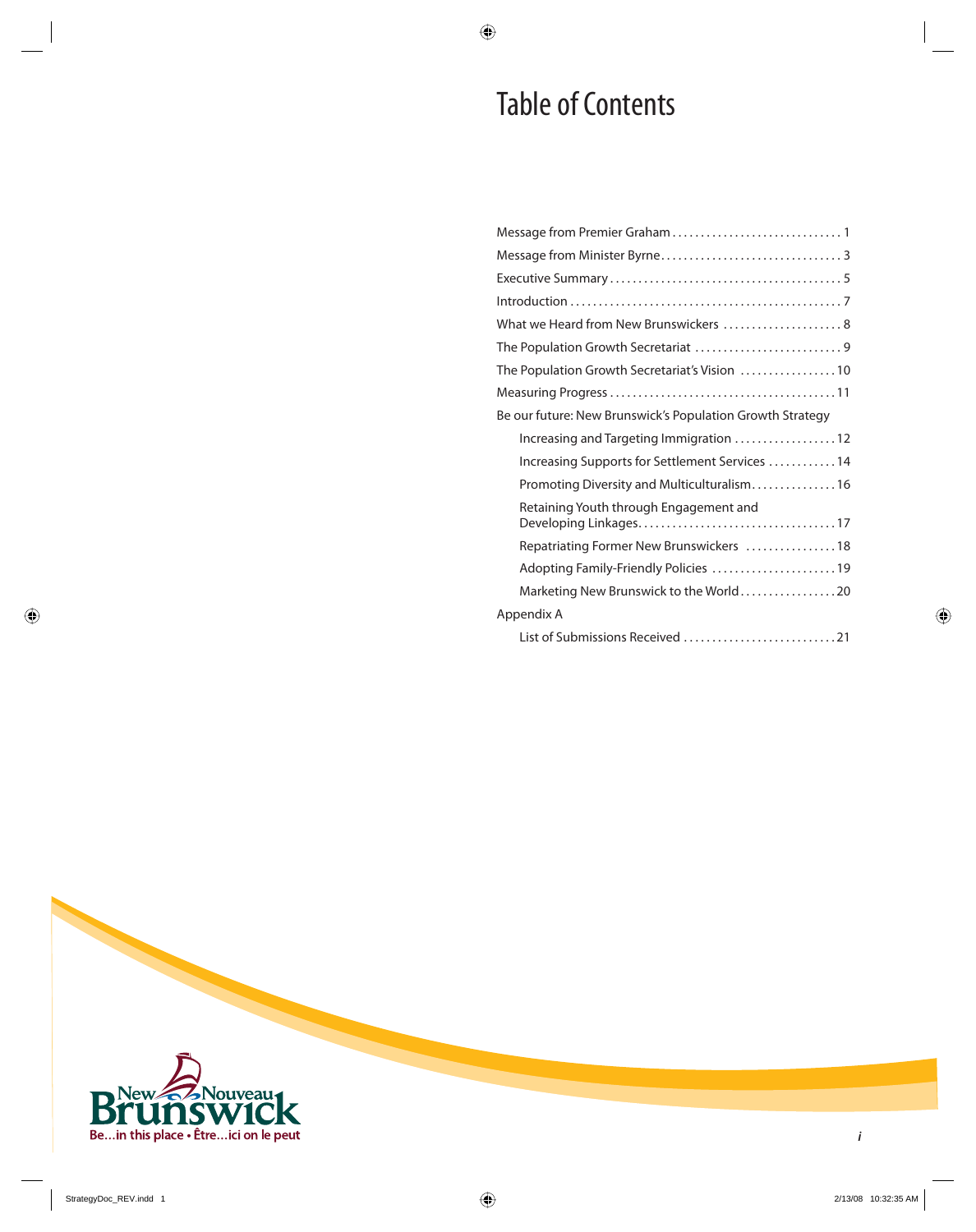# Table of Contents

- Message from Premier Graham . . . . . . . . . . . . . . . . . . . . . . . . . . . . . 1
- Message from Minister Byrne . . . . . . . . . . . . . . . . . . . . . . . . . . . . . . 3
- Executive Summary . . . . . . . . . . . . . . . . . . . . . . . . . . . . . . . . . . . . . 5
- Introduction . . . . . . . . . . . . . . . . . . . . . . . . . . . . . . . . . . . . . . . . . . . 7
- What we Heard from New Brunswickers . . . . . . . . . . . . . . . . . . . . . 8
- The Population Growth Secretariat . . . . . . . . . . . . . . . . . . . . . . . . . 9
- The Population Growth Secretariat's Vision . . . . . . . . . . . . . . . . . 10
- Measuring Progress . . . . . . . . . . . . . . . . . . . . . . . . . . . . . . . . . . . . 11
- Be our future: New Brunswick's Population Growth Strategy
  - Increasing and Targeting Immigration . . . . . . . . . . . . . . . . . . 12
  - Increasing Supports for Settlement Services . . . . . . . . . . . . 14
  - Promoting Diversity and Multiculturalism . . . . . . . . . . . . . . . 16
  - Retaining Youth through Engagement and Developing Linkages . . . . . . . . . . . . . . . . . . . . . . . . . . . . . . . . . . 17
  - Repatriating Former New Brunswickers . . . . . . . . . . . . . . . . 18
  - Adopting Family-Friendly Policies . . . . . . . . . . . . . . . . . . . . . 19
  - Marketing New Brunswick to the World . . . . . . . . . . . . . . . . . 20
- Appendix A
  - List of Submissions Received . . . . . . . . . . . . . . . . . . . . . . . . . . 21

New Nouveau Brunswick

Be...in this place • Être...ici on le peut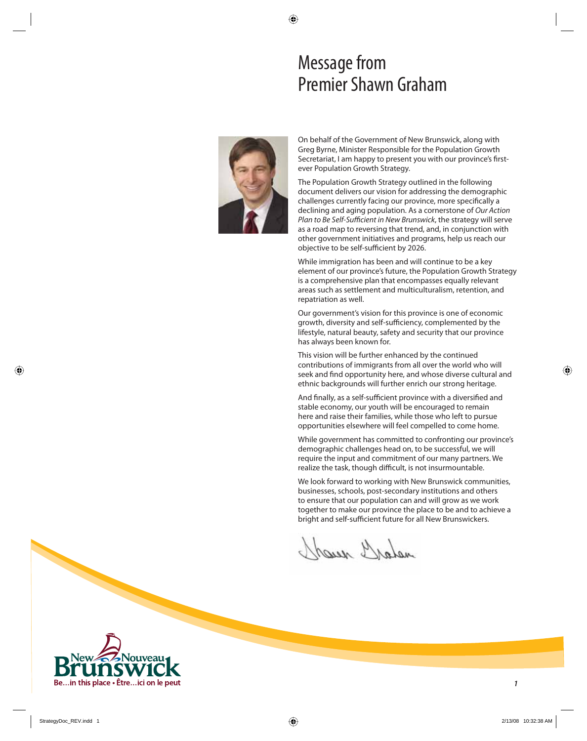# Message from Premier Shawn Graham

On behalf of the Government of New Brunswick, along with Greg Byrne, Minister Responsible for the Population Growth Secretariat, I am happy to present you with our province's first-ever Population Growth Strategy.

The Population Growth Strategy outlined in the following document delivers our vision for addressing the demographic challenges currently facing our province, more specifically a declining and aging population. As a cornerstone of *Our Action Plan to Be Self-Sufficient in New Brunswick*, the strategy will serve as a road map to reversing that trend, and, in conjunction with other government initiatives and programs, help us reach our objective to be self-sufficient by 2026.

While immigration has been and will continue to be a key element of our province's future, the Population Growth Strategy is a comprehensive plan that encompasses equally relevant areas such as settlement and multiculturalism, retention, and repatriation as well.

Our government's vision for this province is one of economic growth, diversity and self-sufficiency, complemented by the lifestyle, natural beauty, safety and security that our province has always been known for.

This vision will be further enhanced by the continued contributions of immigrants from all over the world who will seek and find opportunity here, and whose diverse cultural and ethnic backgrounds will further enrich our strong heritage.

And finally, as a self-sufficient province with a diversified and stable economy, our youth will be encouraged to remain here and raise their families, while those who left to pursue opportunities elsewhere will feel compelled to come home.

While government has committed to confronting our province's demographic challenges head on, to be successful, we will require the input and commitment of our many partners. We realize the task, though difficult, is not insurmountable.

We look forward to working with New Brunswick communities, businesses, schools, post-secondary institutions and others to ensure that our population can and will grow as we work together to make our province the place to be and to achieve a bright and self-sufficient future for all New Brunswickers.

Shawn Graham

New Nouveau Brunswick
Be...in this place • Être...ici on le peut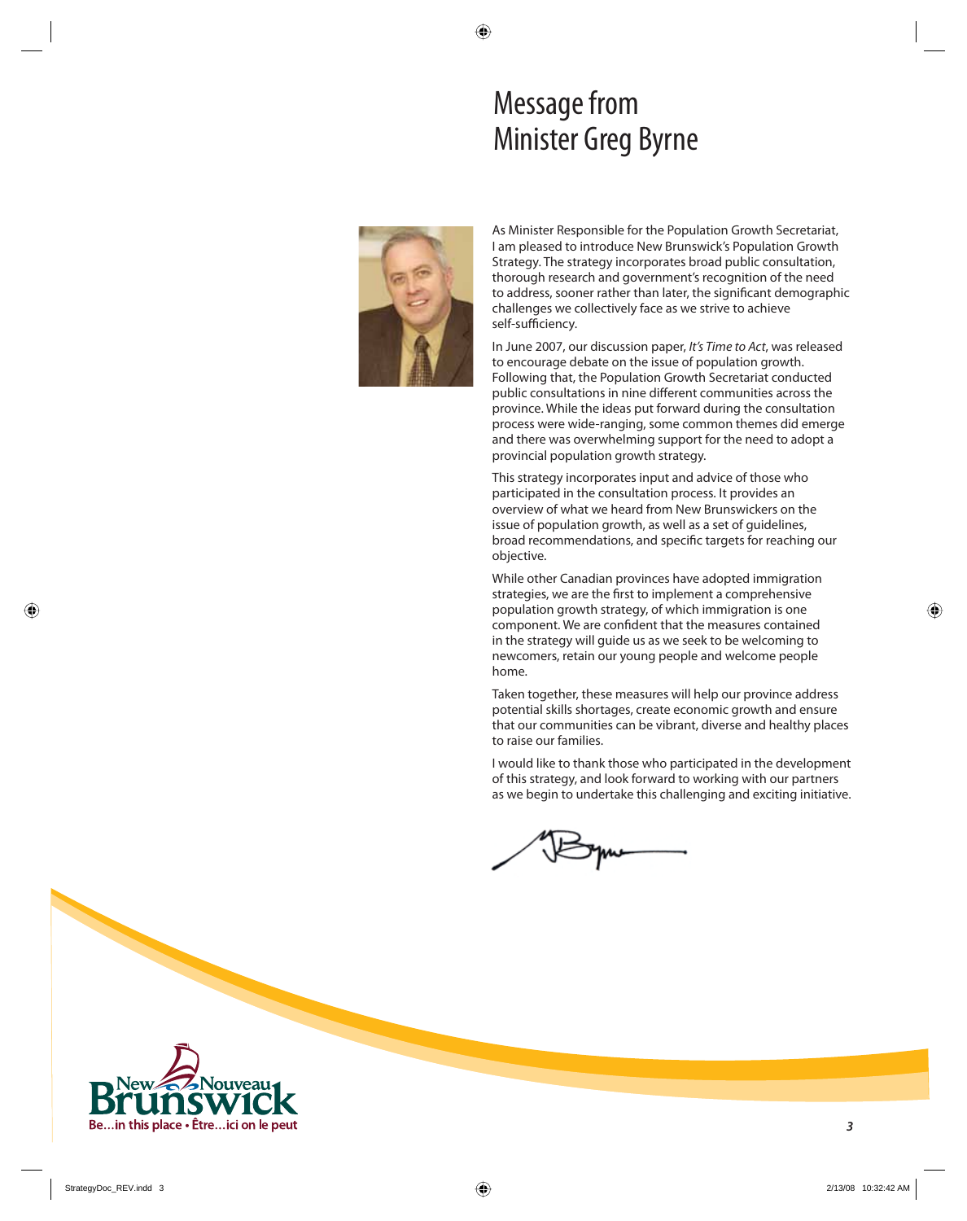# Message from Minister Greg Byrne

As Minister Responsible for the Population Growth Secretariat, I am pleased to introduce New Brunswick's Population Growth Strategy. The strategy incorporates broad public consultation, thorough research and government's recognition of the need to address, sooner rather than later, the significant demographic challenges we collectively face as we strive to achieve self-sufficiency.

In June 2007, our discussion paper, *It's Time to Act*, was released to encourage debate on the issue of population growth. Following that, the Population Growth Secretariat conducted public consultations in nine different communities across the province. While the ideas put forward during the consultation process were wide-ranging, some common themes did emerge and there was overwhelming support for the need to adopt a provincial population growth strategy.

This strategy incorporates input and advice of those who participated in the consultation process. It provides an overview of what we heard from New Brunswickers on the issue of population growth, as well as a set of guidelines, broad recommendations, and specific targets for reaching our objective.

While other Canadian provinces have adopted immigration strategies, we are the first to implement a comprehensive population growth strategy, of which immigration is one component. We are confident that the measures contained in the strategy will guide us as we seek to be welcoming to newcomers, retain our young people and welcome people home.

Taken together, these measures will help our province address potential skills shortages, create economic growth and ensure that our communities can be vibrant, diverse and healthy places to raise our families.

I would like to thank those who participated in the development of this strategy, and look forward to working with our partners as we begin to undertake this challenging and exciting initiative.

New Nouveau Brunswick
Be...in this place • Être...ici on le peut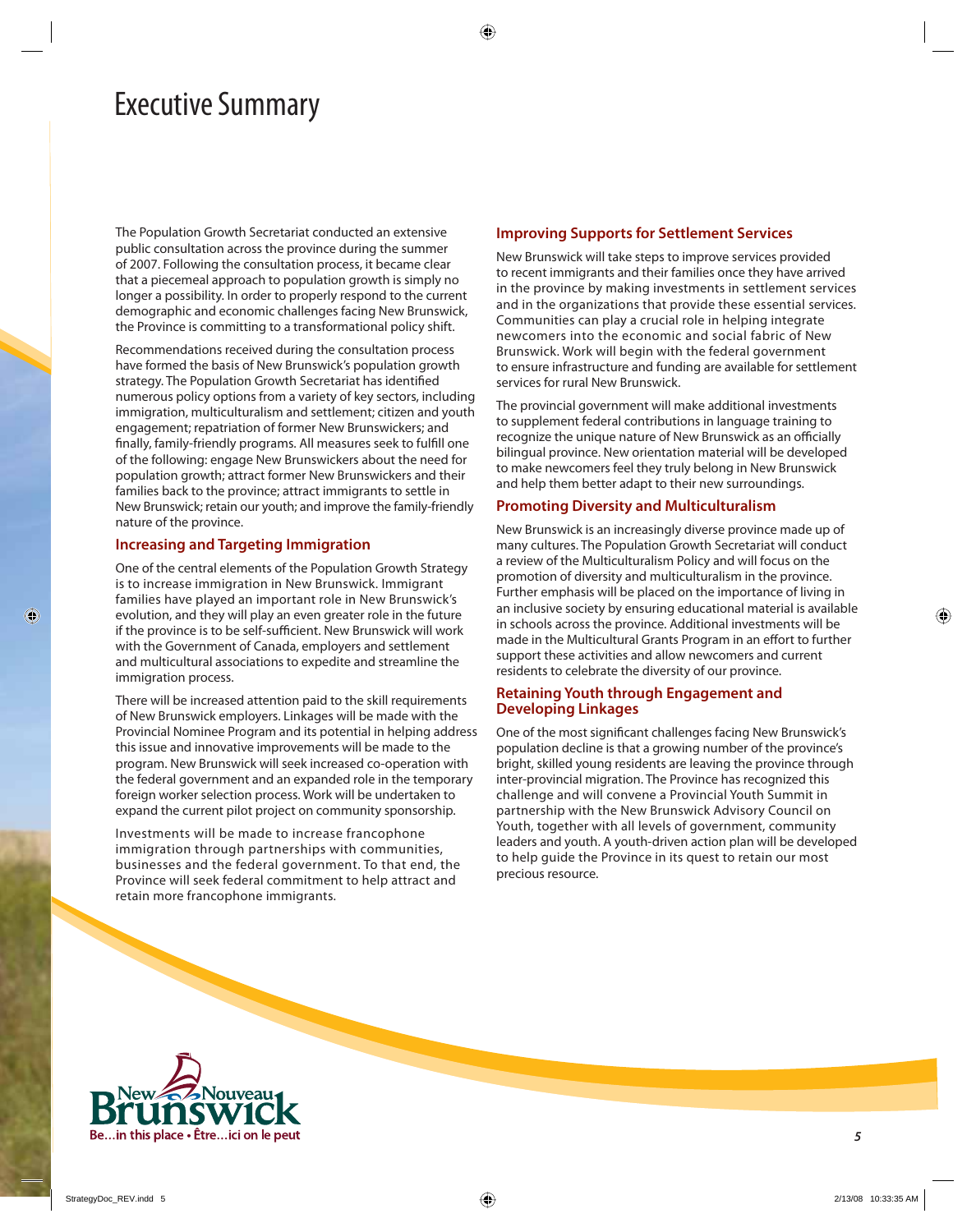# Executive Summary

The Population Growth Secretariat conducted an extensive public consultation across the province during the summer of 2007. Following the consultation process, it became clear that a piecemeal approach to population growth is simply no longer a possibility. In order to properly respond to the current demographic and economic challenges facing New Brunswick, the Province is committing to a transformational policy shift.

Recommendations received during the consultation process have formed the basis of New Brunswick's population growth strategy. The Population Growth Secretariat has identified numerous policy options from a variety of key sectors, including immigration, multiculturalism and settlement; citizen and youth engagement; repatriation of former New Brunswickers; and finally, family-friendly programs. All measures seek to fulfill one of the following: engage New Brunswickers about the need for population growth; attract former New Brunswickers and their families back to the province; attract immigrants to settle in New Brunswick; retain our youth; and improve the family-friendly nature of the province.

## Increasing and Targeting Immigration

One of the central elements of the Population Growth Strategy is to increase immigration in New Brunswick. Immigrant families have played an important role in New Brunswick's evolution, and they will play an even greater role in the future if the province is to be self-sufficient. New Brunswick will work with the Government of Canada, employers and settlement and multicultural associations to expedite and streamline the immigration process.

There will be increased attention paid to the skill requirements of New Brunswick employers. Linkages will be made with the Provincial Nominee Program and its potential in helping address this issue and innovative improvements will be made to the program. New Brunswick will seek increased co-operation with the federal government and an expanded role in the temporary foreign worker selection process. Work will be undertaken to expand the current pilot project on community sponsorship.

Investments will be made to increase francophone immigration through partnerships with communities, businesses and the federal government. To that end, the Province will seek federal commitment to help attract and retain more francophone immigrants.

## Improving Supports for Settlement Services

New Brunswick will take steps to improve services provided to recent immigrants and their families once they have arrived in the province by making investments in settlement services and in the organizations that provide these essential services. Communities can play a crucial role in helping integrate newcomers into the economic and social fabric of New Brunswick. Work will begin with the federal government to ensure infrastructure and funding are available for settlement services for rural New Brunswick.

The provincial government will make additional investments to supplement federal contributions in language training to recognize the unique nature of New Brunswick as an officially bilingual province. New orientation material will be developed to make newcomers feel they truly belong in New Brunswick and help them better adapt to their new surroundings.

## Promoting Diversity and Multiculturalism

New Brunswick is an increasingly diverse province made up of many cultures. The Population Growth Secretariat will conduct a review of the Multiculturalism Policy and will focus on the promotion of diversity and multiculturalism in the province. Further emphasis will be placed on the importance of living in an inclusive society by ensuring educational material is available in schools across the province. Additional investments will be made in the Multicultural Grants Program in an effort to further support these activities and allow newcomers and current residents to celebrate the diversity of our province.

## Retaining Youth through Engagement and Developing Linkages

One of the most significant challenges facing New Brunswick's population decline is that a growing number of the province's bright, skilled young residents are leaving the province through inter-provincial migration. The Province has recognized this challenge and will convene a Provincial Youth Summit in partnership with the New Brunswick Advisory Council on Youth, together with all levels of government, community leaders and youth. A youth-driven action plan will be developed to help guide the Province in its quest to retain our most precious resource.

New Nouveau Brunswick
Be...in this place • Être...ici on le peut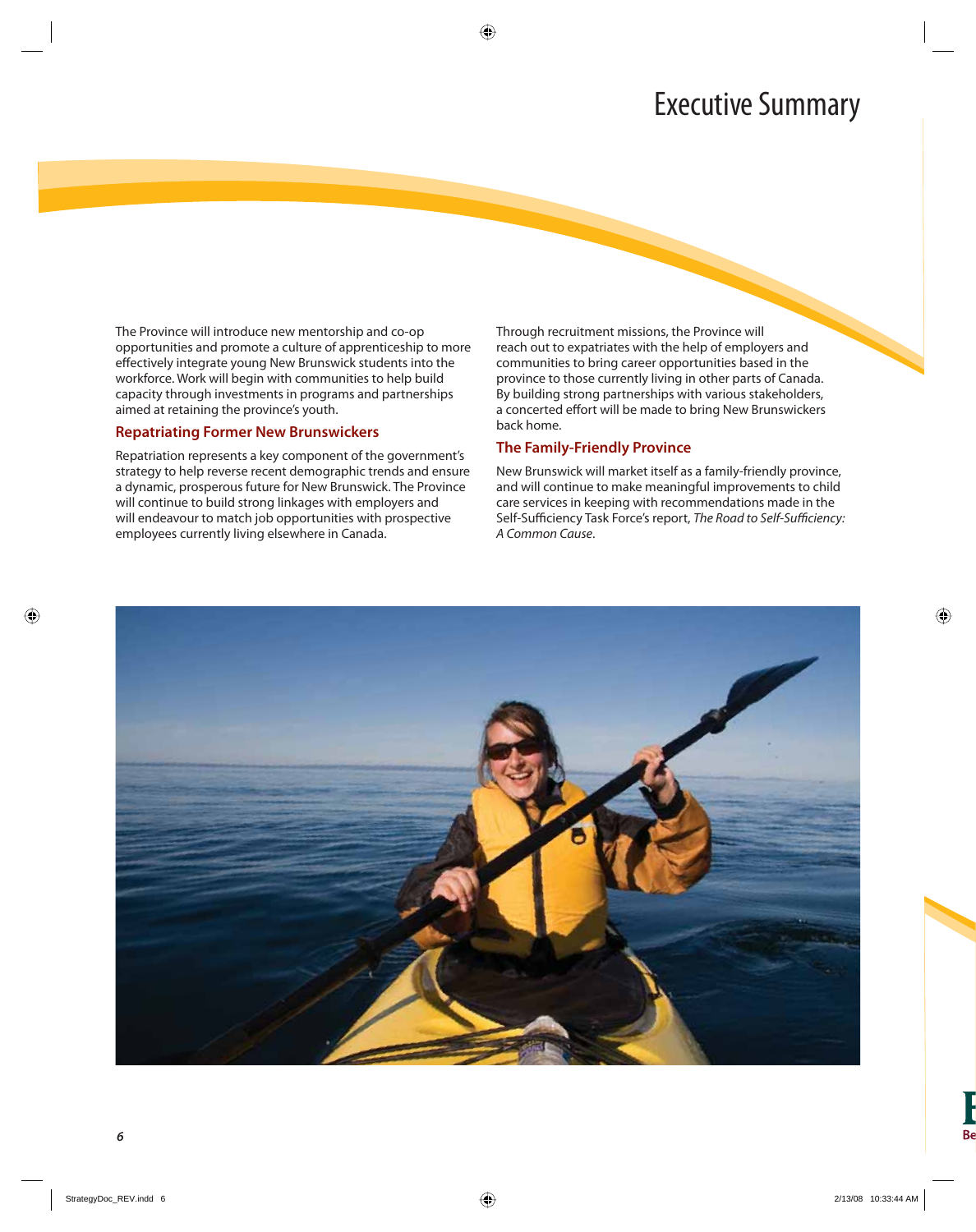# Executive Summary

The Province will introduce new mentorship and co-op opportunities and promote a culture of apprenticeship to more effectively integrate young New Brunswick students into the workforce. Work will begin with communities to help build capacity through investments in programs and partnerships aimed at retaining the province's youth.

## Repatriating Former New Brunswickers

Repatriation represents a key component of the government's strategy to help reverse recent demographic trends and ensure a dynamic, prosperous future for New Brunswick. The Province will continue to build strong linkages with employers and will endeavour to match job opportunities with prospective employees currently living elsewhere in Canada.

Through recruitment missions, the Province will reach out to expatriates with the help of employers and communities to bring career opportunities based in the province to those currently living in other parts of Canada. By building strong partnerships with various stakeholders, a concerted effort will be made to bring New Brunswickers back home.

## The Family-Friendly Province

New Brunswick will market itself as a family-friendly province, and will continue to make meaningful improvements to child care services in keeping with recommendations made in the Self-Sufficiency Task Force's report, *The Road to Self-Sufficiency: A Common Cause*.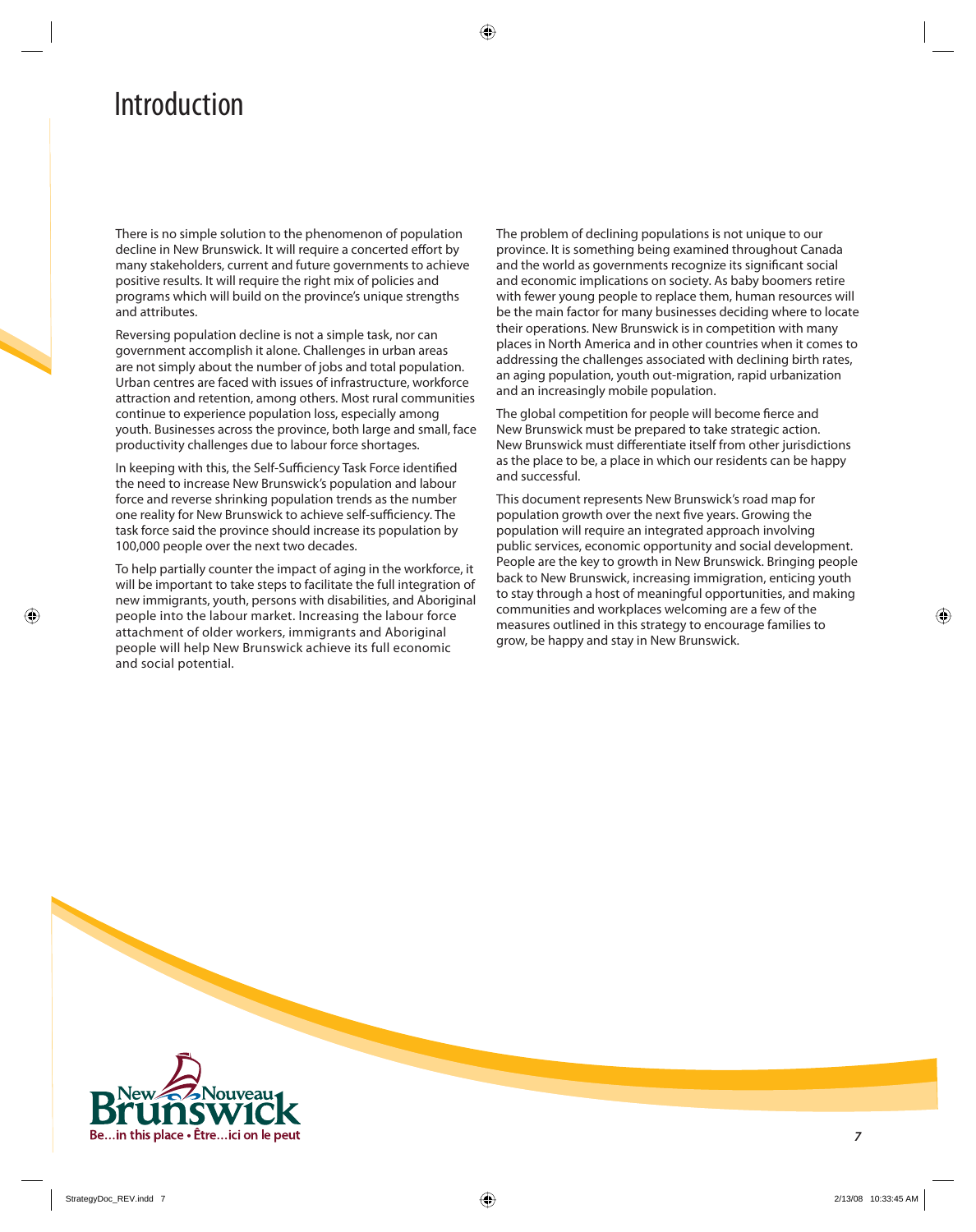# Introduction

There is no simple solution to the phenomenon of population decline in New Brunswick. It will require a concerted effort by many stakeholders, current and future governments to achieve positive results. It will require the right mix of policies and programs which will build on the province's unique strengths and attributes.

Reversing population decline is not a simple task, nor can government accomplish it alone. Challenges in urban areas are not simply about the number of jobs and total population. Urban centres are faced with issues of infrastructure, workforce attraction and retention, among others. Most rural communities continue to experience population loss, especially among youth. Businesses across the province, both large and small, face productivity challenges due to labour force shortages.

In keeping with this, the Self-Sufficiency Task Force identified the need to increase New Brunswick's population and labour force and reverse shrinking population trends as the number one reality for New Brunswick to achieve self-sufficiency. The task force said the province should increase its population by 100,000 people over the next two decades.

To help partially counter the impact of aging in the workforce, it will be important to take steps to facilitate the full integration of new immigrants, youth, persons with disabilities, and Aboriginal people into the labour market. Increasing the labour force attachment of older workers, immigrants and Aboriginal people will help New Brunswick achieve its full economic and social potential.

The problem of declining populations is not unique to our province. It is something being examined throughout Canada and the world as governments recognize its significant social and economic implications on society. As baby boomers retire with fewer young people to replace them, human resources will be the main factor for many businesses deciding where to locate their operations. New Brunswick is in competition with many places in North America and in other countries when it comes to addressing the challenges associated with declining birth rates, an aging population, youth out-migration, rapid urbanization and an increasingly mobile population.

The global competition for people will become fierce and New Brunswick must be prepared to take strategic action. New Brunswick must differentiate itself from other jurisdictions as the place to be, a place in which our residents can be happy and successful.

This document represents New Brunswick's road map for population growth over the next five years. Growing the population will require an integrated approach involving public services, economic opportunity and social development. People are the key to growth in New Brunswick. Bringing people back to New Brunswick, increasing immigration, enticing youth to stay through a host of meaningful opportunities, and making communities and workplaces welcoming are a few of the measures outlined in this strategy to encourage families to grow, be happy and stay in New Brunswick.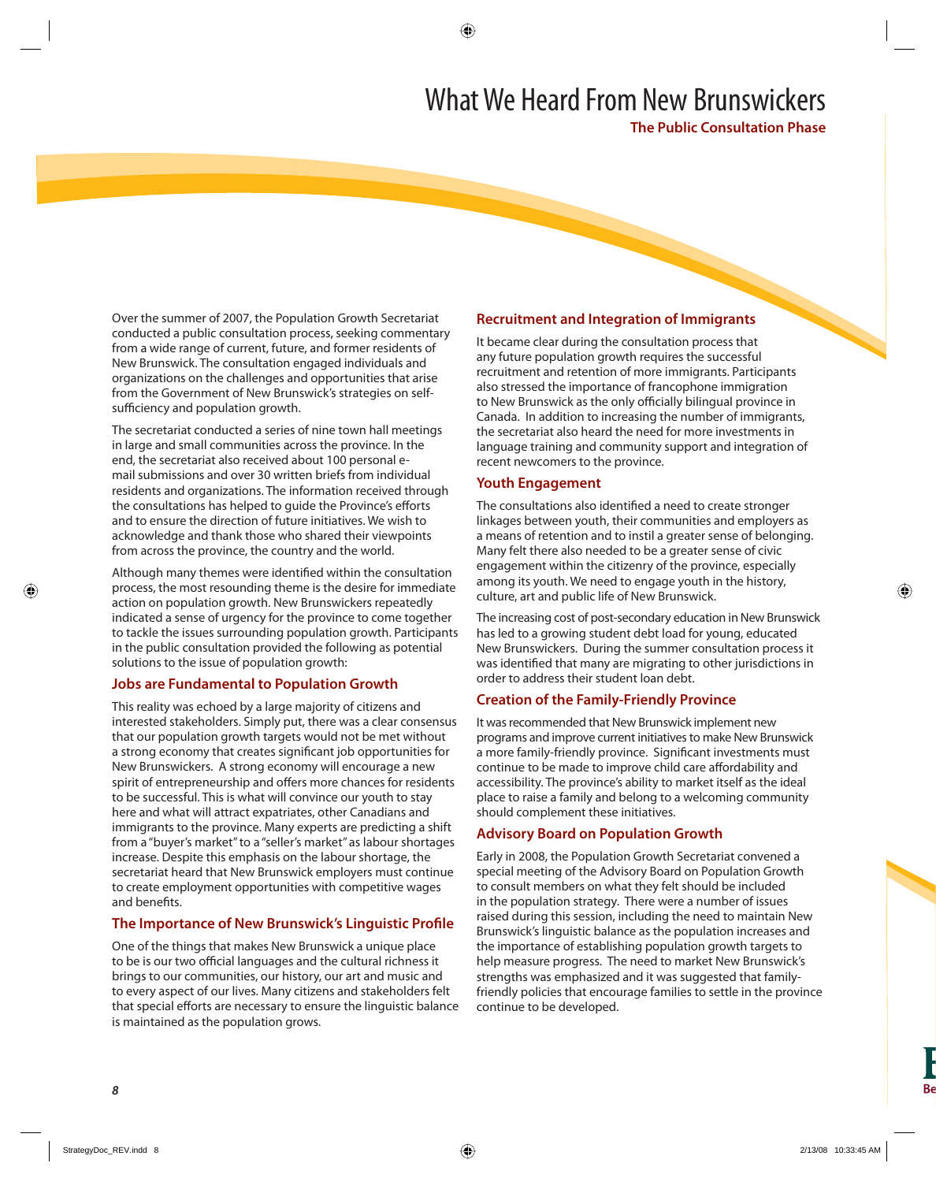# What We Heard From New Brunswickers

## The Public Consultation Phase

Over the summer of 2007, the Population Growth Secretariat conducted a public consultation process, seeking commentary from a wide range of current, future, and former residents of New Brunswick. The consultation engaged individuals and organizations on the challenges and opportunities that arise from the Government of New Brunswick's strategies on self-sufficiency and population growth.

The secretariat conducted a series of nine town hall meetings in large and small communities across the province. In the end, the secretariat also received about 100 personal e-mail submissions and over 30 written briefs from individual residents and organizations. The information received through the consultations has helped to guide the Province's efforts and to ensure the direction of future initiatives. We wish to acknowledge and thank those who shared their viewpoints from across the province, the country and the world.

Although many themes were identified within the consultation process, the most resounding theme is the desire for immediate action on population growth. New Brunswickers repeatedly indicated a sense of urgency for the province to come together to tackle the issues surrounding population growth. Participants in the public consultation provided the following as potential solutions to the issue of population growth:

### Jobs are Fundamental to Population Growth

This reality was echoed by a large majority of citizens and interested stakeholders. Simply put, there was a clear consensus that our population growth targets would not be met without a strong economy that creates significant job opportunities for New Brunswickers. A strong economy will encourage a new spirit of entrepreneurship and offers more chances for residents to be successful. This is what will convince our youth to stay here and what will attract expatriates, other Canadians and immigrants to the province. Many experts are predicting a shift from a "buyer's market" to a "seller's market" as labour shortages increase. Despite this emphasis on the labour shortage, the secretariat heard that New Brunswick employers must continue to create employment opportunities with competitive wages and benefits.

### The Importance of New Brunswick's Linguistic Profile

One of the things that makes New Brunswick a unique place to be is our two official languages and the cultural richness it brings to our communities, our history, our art and music and to every aspect of our lives. Many citizens and stakeholders felt that special efforts are necessary to ensure the linguistic balance is maintained as the population grows.

### Recruitment and Integration of Immigrants

It became clear during the consultation process that any future population growth requires the successful recruitment and retention of more immigrants. Participants also stressed the importance of francophone immigration to New Brunswick as the only officially bilingual province in Canada. In addition to increasing the number of immigrants, the secretariat also heard the need for more investments in language training and community support and integration of recent newcomers to the province.

### Youth Engagement

The consultations also identified a need to create stronger linkages between youth, their communities and employers as a means of retention and to instil a greater sense of belonging. Many felt there also needed to be a greater sense of civic engagement within the citizenry of the province, especially among its youth. We need to engage youth in the history, culture, art and public life of New Brunswick.

The increasing cost of post-secondary education in New Brunswick has led to a growing student debt load for young, educated New Brunswickers. During the summer consultation process it was identified that many are migrating to other jurisdictions in order to address their student loan debt.

### Creation of the Family-Friendly Province

It was recommended that New Brunswick implement new programs and improve current initiatives to make New Brunswick a more family-friendly province. Significant investments must continue to be made to improve child care affordability and accessibility. The province's ability to market itself as the ideal place to raise a family and belong to a welcoming community should complement these initiatives.

### Advisory Board on Population Growth

Early in 2008, the Population Growth Secretariat convened a special meeting of the Advisory Board on Population Growth to consult members on what they felt should be included in the population strategy. There were a number of issues raised during this session, including the need to maintain New Brunswick's linguistic balance as the population increases and the importance of establishing population growth targets to help measure progress. The need to market New Brunswick's strengths was emphasized and it was suggested that family-friendly policies that encourage families to settle in the province continue to be developed.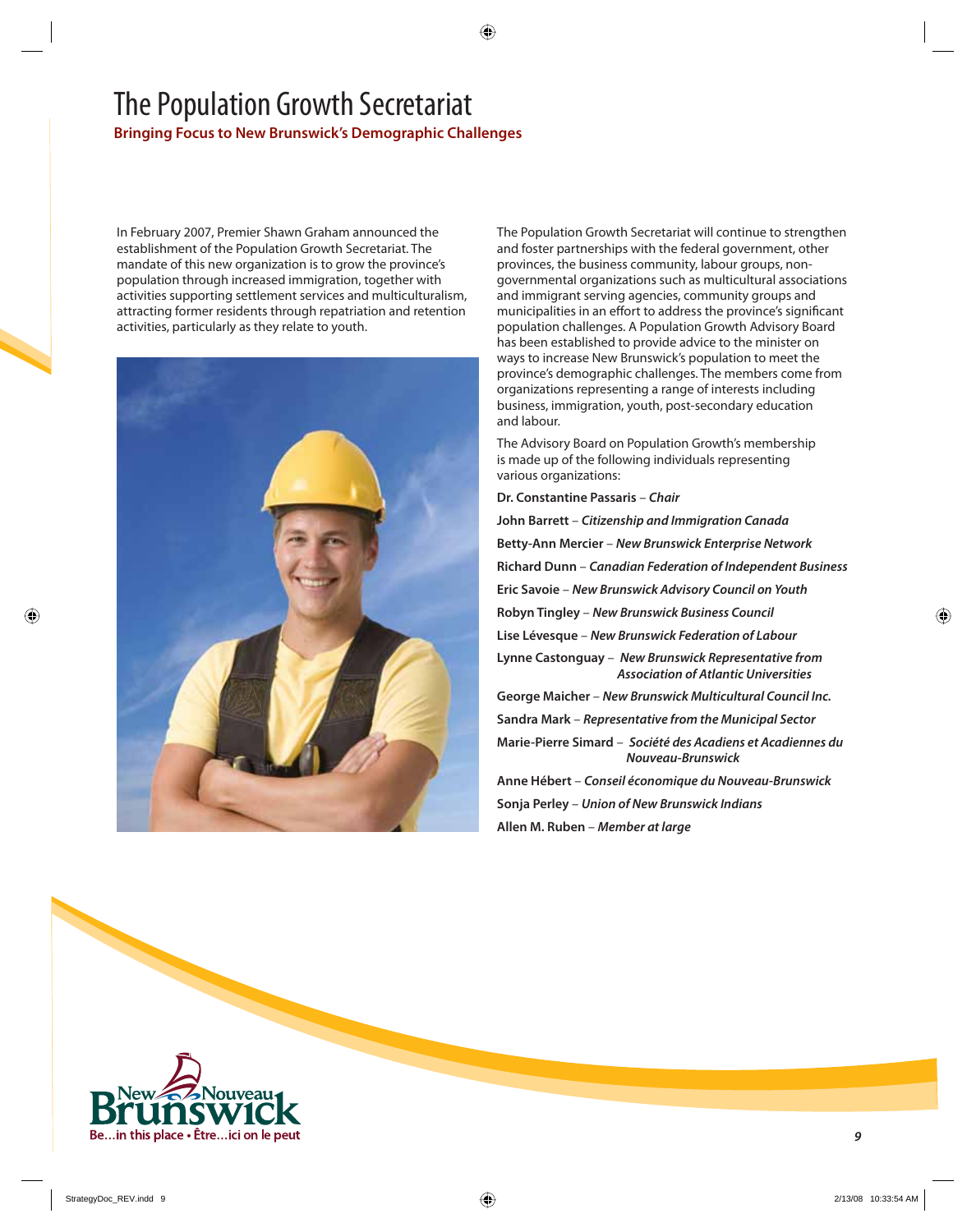# The Population Growth Secretariat

**Bringing Focus to New Brunswick's Demographic Challenges**

In February 2007, Premier Shawn Graham announced the establishment of the Population Growth Secretariat. The mandate of this new organization is to grow the province's population through increased immigration, together with activities supporting settlement services and multiculturalism, attracting former residents through repatriation and retention activities, particularly as they relate to youth.

The Population Growth Secretariat will continue to strengthen and foster partnerships with the federal government, other provinces, the business community, labour groups, non-governmental organizations such as multicultural associations and immigrant serving agencies, community groups and municipalities in an effort to address the province's significant population challenges. A Population Growth Advisory Board has been established to provide advice to the minister on ways to increase New Brunswick's population to meet the province's demographic challenges. The members come from organizations representing a range of interests including business, immigration, youth, post-secondary education and labour.

The Advisory Board on Population Growth's membership is made up of the following individuals representing various organizations:

**Dr. Constantine Passaris** – ***Chair***

**John Barrett** – ***Citizenship and Immigration Canada***

**Betty-Ann Mercier** – ***New Brunswick Enterprise Network***

**Richard Dunn** – ***Canadian Federation of Independent Business***

**Eric Savoie** – ***New Brunswick Advisory Council on Youth***

**Robyn Tingley** – ***New Brunswick Business Council***

**Lise Lévesque** – ***New Brunswick Federation of Labour***

**Lynne Castonguay** – ***New Brunswick Representative from Association of Atlantic Universities***

**George Maicher** – ***New Brunswick Multicultural Council Inc.***

**Sandra Mark** – ***Representative from the Municipal Sector***

**Marie-Pierre Simard** – ***Société des Acadiens et Acadiennes du Nouveau-Brunswick***

**Anne Hébert** – ***Conseil économique du Nouveau-Brunswick***

**Sonja Perley** – ***Union of New Brunswick Indians***

**Allen M. Ruben** – ***Member at large***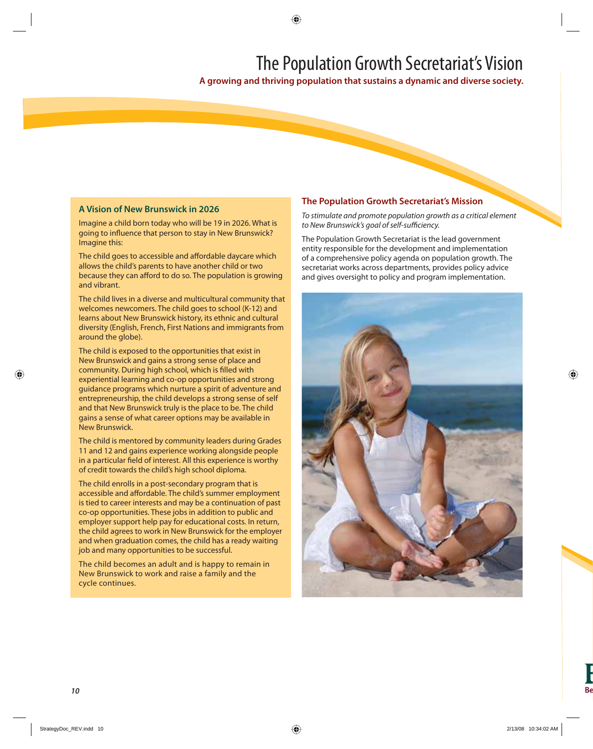# The Population Growth Secretariat's Vision

**A growing and thriving population that sustains a dynamic and diverse society.**

## A Vision of New Brunswick in 2026

Imagine a child born today who will be 19 in 2026. What is going to influence that person to stay in New Brunswick? Imagine this:

The child goes to accessible and affordable daycare which allows the child's parents to have another child or two because they can afford to do so. The population is growing and vibrant.

The child lives in a diverse and multicultural community that welcomes newcomers. The child goes to school (K-12) and learns about New Brunswick history, its ethnic and cultural diversity (English, French, First Nations and immigrants from around the globe).

The child is exposed to the opportunities that exist in New Brunswick and gains a strong sense of place and community. During high school, which is filled with experiential learning and co-op opportunities and strong guidance programs which nurture a spirit of adventure and entrepreneurship, the child develops a strong sense of self and that New Brunswick truly is the place to be. The child gains a sense of what career options may be available in New Brunswick.

The child is mentored by community leaders during Grades 11 and 12 and gains experience working alongside people in a particular field of interest. All this experience is worthy of credit towards the child's high school diploma.

The child enrolls in a post-secondary program that is accessible and affordable. The child's summer employment is tied to career interests and may be a continuation of past co-op opportunities. These jobs in addition to public and employer support help pay for educational costs. In return, the child agrees to work in New Brunswick for the employer and when graduation comes, the child has a ready waiting job and many opportunities to be successful.

The child becomes an adult and is happy to remain in New Brunswick to work and raise a family and the cycle continues.

## The Population Growth Secretariat's Mission

*To stimulate and promote population growth as a critical element to New Brunswick's goal of self-sufficiency.*

The Population Growth Secretariat is the lead government entity responsible for the development and implementation of a comprehensive policy agenda on population growth. The secretariat works across departments, provides policy advice and gives oversight to policy and program implementation.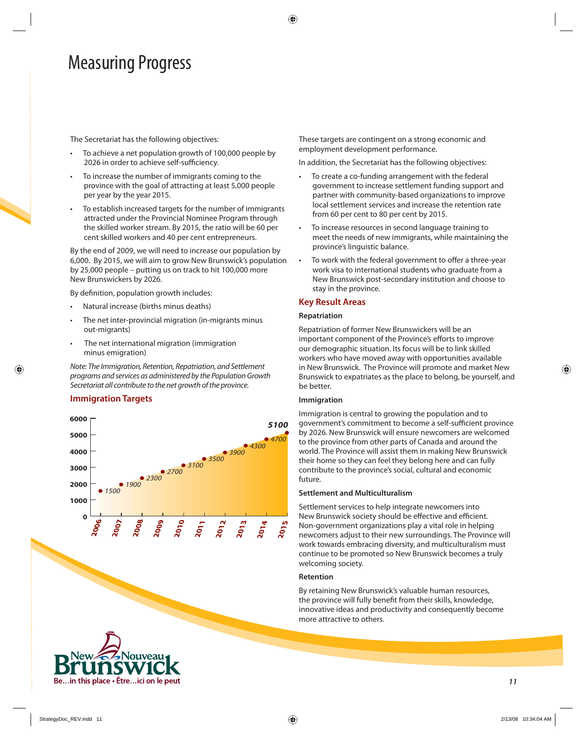# Measuring Progress

The Secretariat has the following objectives:

- To achieve a net population growth of 100,000 people by 2026 in order to achieve self-sufficiency.
- To increase the number of immigrants coming to the province with the goal of attracting at least 5,000 people per year by the year 2015.
- To establish increased targets for the number of immigrants attracted under the Provincial Nominee Program through the skilled worker stream. By 2015, the ratio will be 60 per cent skilled workers and 40 per cent entrepreneurs.

By the end of 2009, we will need to increase our population by 6,000. By 2015, we will aim to grow New Brunswick's population by 25,000 people – putting us on track to hit 100,000 more New Brunswickers by 2026.

By definition, population growth includes:

- Natural increase (births minus deaths)
- The net inter-provincial migration (in-migrants minus out-migrants)
- The net international migration (immigration minus emigration)

*Note: The Immigration, Retention, Repatriation, and Settlement programs and services as administered by the Population Growth Secretariat all contribute to the net growth of the province.*

## Immigration Targets

| Year | Target |
|---|---|
| 2006 | 1500 |
| 2007 | 1900 |
| 2008 | 2300 |
| 2009 | 2700 |
| 2010 | 3100 |
| 2011 | 3500 |
| 2012 | 3900 |
| 2013 | 4300 |
| 2014 | 4700 |
| 2015 | 5100 |

These targets are contingent on a strong economic and employment development performance.

In addition, the Secretariat has the following objectives:

- To create a co-funding arrangement with the federal government to increase settlement funding support and partner with community-based organizations to improve local settlement services and increase the retention rate from 60 per cent to 80 per cent by 2015.
- To increase resources in second language training to meet the needs of new immigrants, while maintaining the province's linguistic balance.
- To work with the federal government to offer a three-year work visa to international students who graduate from a New Brunswick post-secondary institution and choose to stay in the province.

## Key Result Areas

### Repatriation

Repatriation of former New Brunswickers will be an important component of the Province's efforts to improve our demographic situation. Its focus will be to link skilled workers who have moved away with opportunities available in New Brunswick. The Province will promote and market New Brunswick to expatriates as the place to belong, be yourself, and be better.

### Immigration

Immigration is central to growing the population and to government's commitment to become a self-sufficient province by 2026. New Brunswick will ensure newcomers are welcomed to the province from other parts of Canada and around the world. The Province will assist them in making New Brunswick their home so they can feel they belong here and can fully contribute to the province's social, cultural and economic future.

### Settlement and Multiculturalism

Settlement services to help integrate newcomers into New Brunswick society should be effective and efficient. Non-government organizations play a vital role in helping newcomers adjust to their new surroundings. The Province will work towards embracing diversity, and multiculturalism must continue to be promoted so New Brunswick becomes a truly welcoming society.

### Retention

By retaining New Brunswick's valuable human resources, the province will fully benefit from their skills, knowledge, innovative ideas and productivity and consequently become more attractive to others.

New Nouveau Brunswick
Be…in this place • Être…ici on le peut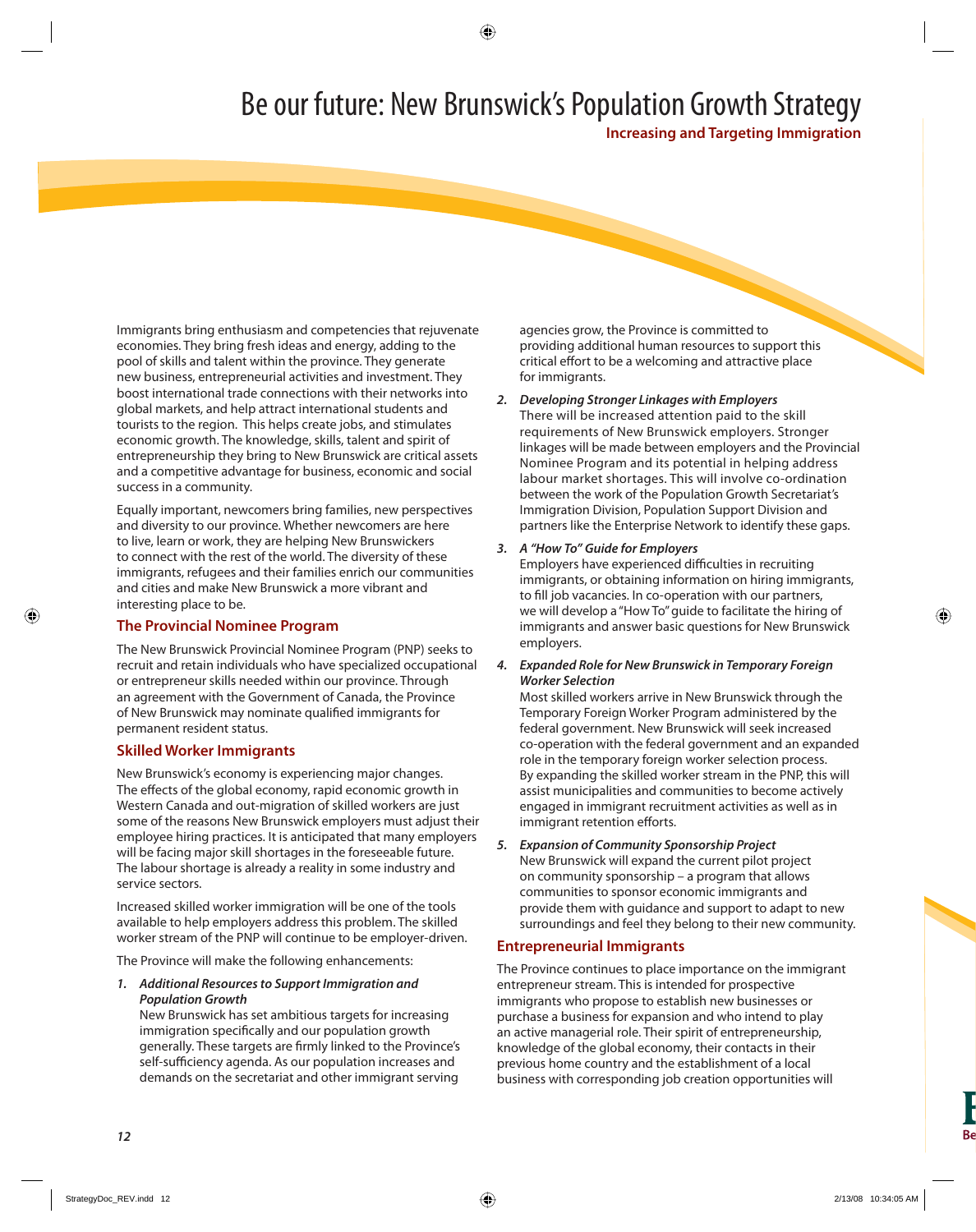Immigrants bring enthusiasm and competencies that rejuvenate economies. They bring fresh ideas and energy, adding to the pool of skills and talent within the province. They generate new business, entrepreneurial activities and investment. They boost international trade connections with their networks into global markets, and help attract international students and tourists to the region. This helps create jobs, and stimulates economic growth. The knowledge, skills, talent and spirit of entrepreneurship they bring to New Brunswick are critical assets and a competitive advantage for business, economic and social success in a community.

Equally important, newcomers bring families, new perspectives and diversity to our province. Whether newcomers are here to live, learn or work, they are helping New Brunswickers to connect with the rest of the world. The diversity of these immigrants, refugees and their families enrich our communities and cities and make New Brunswick a more vibrant and interesting place to be.

## The Provincial Nominee Program

The New Brunswick Provincial Nominee Program (PNP) seeks to recruit and retain individuals who have specialized occupational or entrepreneur skills needed within our province. Through an agreement with the Government of Canada, the Province of New Brunswick may nominate qualified immigrants for permanent resident status.

## Skilled Worker Immigrants

New Brunswick's economy is experiencing major changes. The effects of the global economy, rapid economic growth in Western Canada and out-migration of skilled workers are just some of the reasons New Brunswick employers must adjust their employee hiring practices. It is anticipated that many employers will be facing major skill shortages in the foreseeable future. The labour shortage is already a reality in some industry and service sectors.

Increased skilled worker immigration will be one of the tools available to help employers address this problem. The skilled worker stream of the PNP will continue to be employer-driven.

The Province will make the following enhancements:

1. ***Additional Resources to Support Immigration and Population Growth***
   New Brunswick has set ambitious targets for increasing immigration specifically and our population growth generally. These targets are firmly linked to the Province's self-sufficiency agenda. As our population increases and demands on the secretariat and other immigrant serving agencies grow, the Province is committed to providing additional human resources to support this critical effort to be a welcoming and attractive place for immigrants.

2. ***Developing Stronger Linkages with Employers***
   There will be increased attention paid to the skill requirements of New Brunswick employers. Stronger linkages will be made between employers and the Provincial Nominee Program and its potential in helping address labour market shortages. This will involve co-ordination between the work of the Population Growth Secretariat's Immigration Division, Population Support Division and partners like the Enterprise Network to identify these gaps.

3. ***A "How To" Guide for Employers***
   Employers have experienced difficulties in recruiting immigrants, or obtaining information on hiring immigrants, to fill job vacancies. In co-operation with our partners, we will develop a "How To" guide to facilitate the hiring of immigrants and answer basic questions for New Brunswick employers.

4. ***Expanded Role for New Brunswick in Temporary Foreign Worker Selection***
   Most skilled workers arrive in New Brunswick through the Temporary Foreign Worker Program administered by the federal government. New Brunswick will seek increased co-operation with the federal government and an expanded role in the temporary foreign worker selection process. By expanding the skilled worker stream in the PNP, this will assist municipalities and communities to become actively engaged in immigrant recruitment activities as well as in immigrant retention efforts.

5. ***Expansion of Community Sponsorship Project***
   New Brunswick will expand the current pilot project on community sponsorship – a program that allows communities to sponsor economic immigrants and provide them with guidance and support to adapt to new surroundings and feel they belong to their new community.

## Entrepreneurial Immigrants

The Province continues to place importance on the immigrant entrepreneur stream. This is intended for prospective immigrants who propose to establish new businesses or purchase a business for expansion and who intend to play an active managerial role. Their spirit of entrepreneurship, knowledge of the global economy, their contacts in their previous home country and the establishment of a local business with corresponding job creation opportunities will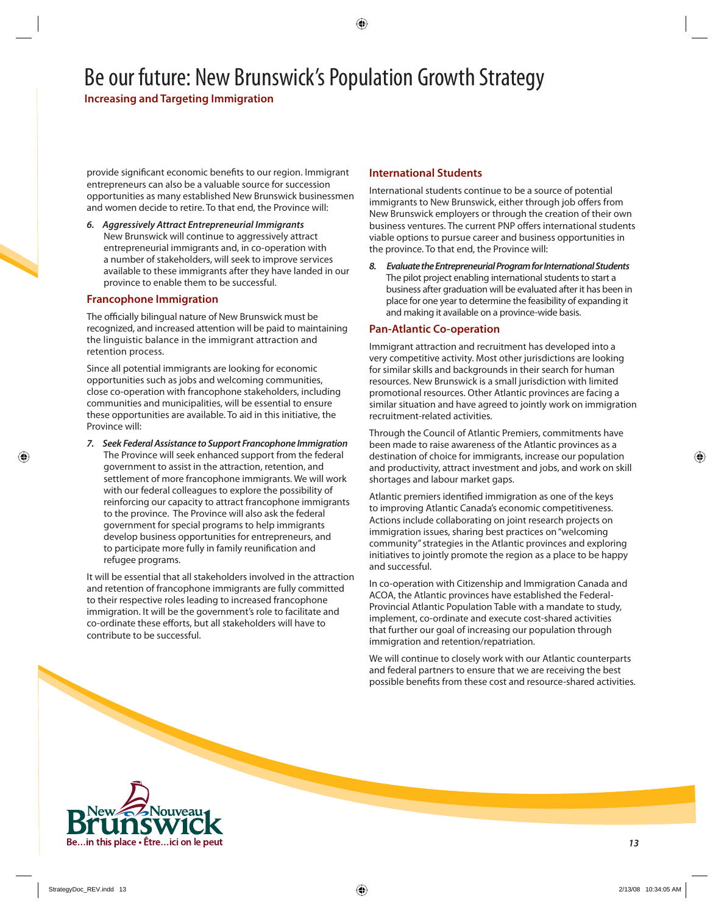provide significant economic benefits to our region. Immigrant entrepreneurs can also be a valuable source for succession opportunities as many established New Brunswick businessmen and women decide to retire. To that end, the Province will:

***6. Aggressively Attract Entrepreneurial Immigrants***
New Brunswick will continue to aggressively attract entrepreneurial immigrants and, in co-operation with a number of stakeholders, will seek to improve services available to these immigrants after they have landed in our province to enable them to be successful.

### Francophone Immigration

The officially bilingual nature of New Brunswick must be recognized, and increased attention will be paid to maintaining the linguistic balance in the immigrant attraction and retention process.

Since all potential immigrants are looking for economic opportunities such as jobs and welcoming communities, close co-operation with francophone stakeholders, including communities and municipalities, will be essential to ensure these opportunities are available. To aid in this initiative, the Province will:

***7. Seek Federal Assistance to Support Francophone Immigration***
The Province will seek enhanced support from the federal government to assist in the attraction, retention, and settlement of more francophone immigrants. We will work with our federal colleagues to explore the possibility of reinforcing our capacity to attract francophone immigrants to the province. The Province will also ask the federal government for special programs to help immigrants develop business opportunities for entrepreneurs, and to participate more fully in family reunification and refugee programs.

It will be essential that all stakeholders involved in the attraction and retention of francophone immigrants are fully committed to their respective roles leading to increased francophone immigration. It will be the government's role to facilitate and co-ordinate these efforts, but all stakeholders will have to contribute to be successful.

### International Students

International students continue to be a source of potential immigrants to New Brunswick, either through job offers from New Brunswick employers or through the creation of their own business ventures. The current PNP offers international students viable options to pursue career and business opportunities in the province. To that end, the Province will:

***8. Evaluate the Entrepreneurial Program for International Students***
The pilot project enabling international students to start a business after graduation will be evaluated after it has been in place for one year to determine the feasibility of expanding it and making it available on a province-wide basis.

### Pan-Atlantic Co-operation

Immigrant attraction and recruitment has developed into a very competitive activity. Most other jurisdictions are looking for similar skills and backgrounds in their search for human resources. New Brunswick is a small jurisdiction with limited promotional resources. Other Atlantic provinces are facing a similar situation and have agreed to jointly work on immigration recruitment-related activities.

Through the Council of Atlantic Premiers, commitments have been made to raise awareness of the Atlantic provinces as a destination of choice for immigrants, increase our population and productivity, attract investment and jobs, and work on skill shortages and labour market gaps.

Atlantic premiers identified immigration as one of the keys to improving Atlantic Canada's economic competitiveness. Actions include collaborating on joint research projects on immigration issues, sharing best practices on "welcoming community" strategies in the Atlantic provinces and exploring initiatives to jointly promote the region as a place to be happy and successful.

In co-operation with Citizenship and Immigration Canada and ACOA, the Atlantic provinces have established the Federal-Provincial Atlantic Population Table with a mandate to study, implement, co-ordinate and execute cost-shared activities that further our goal of increasing our population through immigration and retention/repatriation.

We will continue to closely work with our Atlantic counterparts and federal partners to ensure that we are receiving the best possible benefits from these cost and resource-shared activities.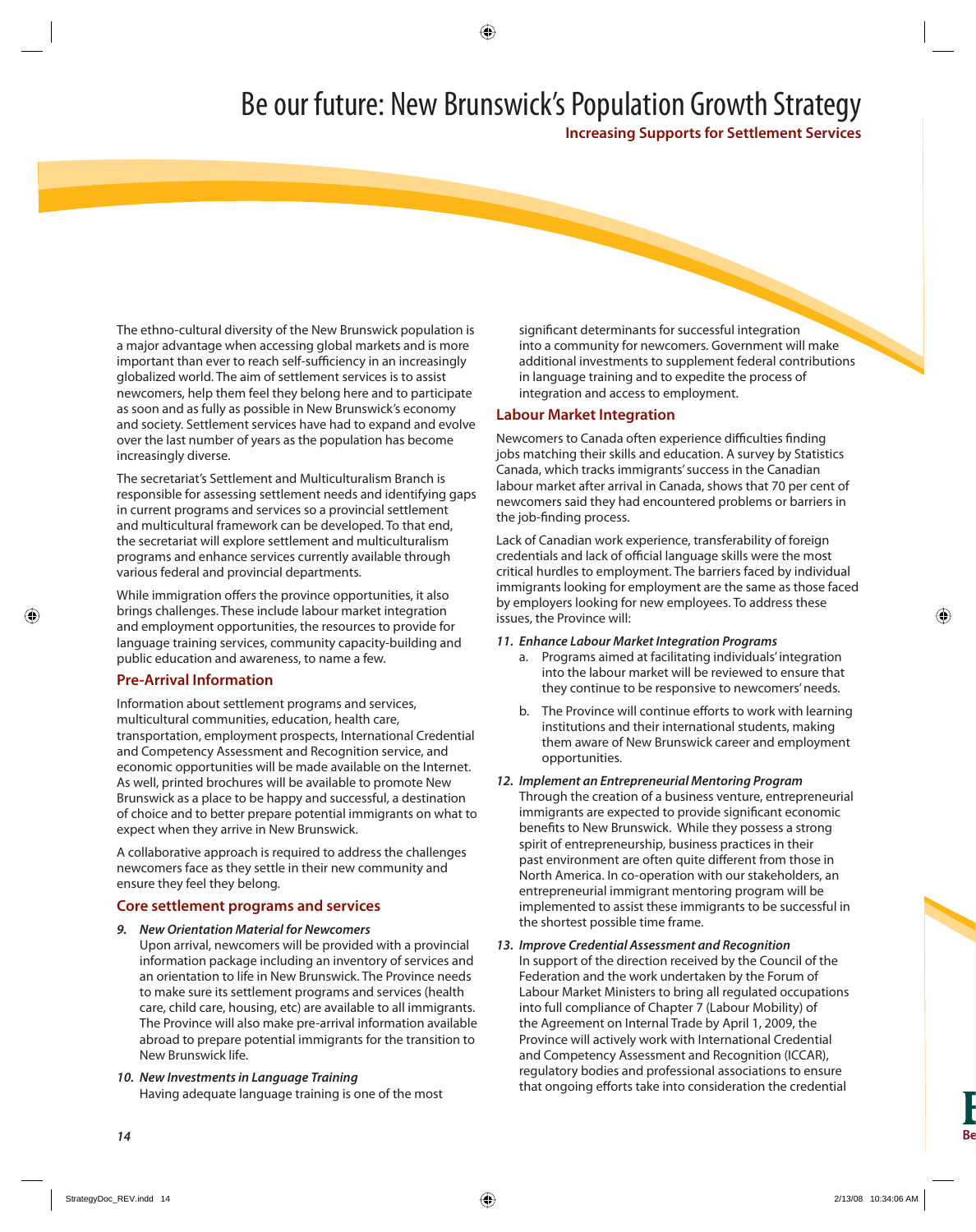The ethno-cultural diversity of the New Brunswick population is a major advantage when accessing global markets and is more important than ever to reach self-sufficiency in an increasingly globalized world. The aim of settlement services is to assist newcomers, help them feel they belong here and to participate as soon and as fully as possible in New Brunswick's economy and society. Settlement services have had to expand and evolve over the last number of years as the population has become increasingly diverse.

The secretariat's Settlement and Multiculturalism Branch is responsible for assessing settlement needs and identifying gaps in current programs and services so a provincial settlement and multicultural framework can be developed. To that end, the secretariat will explore settlement and multiculturalism programs and enhance services currently available through various federal and provincial departments.

While immigration offers the province opportunities, it also brings challenges. These include labour market integration and employment opportunities, the resources to provide for language training services, community capacity-building and public education and awareness, to name a few.

## Pre-Arrival Information

Information about settlement programs and services, multicultural communities, education, health care, transportation, employment prospects, International Credential and Competency Assessment and Recognition service, and economic opportunities will be made available on the Internet. As well, printed brochures will be available to promote New Brunswick as a place to be happy and successful, a destination of choice and to better prepare potential immigrants on what to expect when they arrive in New Brunswick.

A collaborative approach is required to address the challenges newcomers face as they settle in their new community and ensure they feel they belong.

## Core settlement programs and services

***9. New Orientation Material for Newcomers***
Upon arrival, newcomers will be provided with a provincial information package including an inventory of services and an orientation to life in New Brunswick. The Province needs to make sure its settlement programs and services (health care, child care, housing, etc) are available to all immigrants. The Province will also make pre-arrival information available abroad to prepare potential immigrants for the transition to New Brunswick life.

***10. New Investments in Language Training***
Having adequate language training is one of the most significant determinants for successful integration into a community for newcomers. Government will make additional investments to supplement federal contributions in language training and to expedite the process of integration and access to employment.

## Labour Market Integration

Newcomers to Canada often experience difficulties finding jobs matching their skills and education. A survey by Statistics Canada, which tracks immigrants' success in the Canadian labour market after arrival in Canada, shows that 70 per cent of newcomers said they had encountered problems or barriers in the job-finding process.

Lack of Canadian work experience, transferability of foreign credentials and lack of official language skills were the most critical hurdles to employment. The barriers faced by individual immigrants looking for employment are the same as those faced by employers looking for new employees. To address these issues, the Province will:

***11. Enhance Labour Market Integration Programs***

a. Programs aimed at facilitating individuals' integration into the labour market will be reviewed to ensure that they continue to be responsive to newcomers' needs.

b. The Province will continue efforts to work with learning institutions and their international students, making them aware of New Brunswick career and employment opportunities.

***12. Implement an Entrepreneurial Mentoring Program***
Through the creation of a business venture, entrepreneurial immigrants are expected to provide significant economic benefits to New Brunswick. While they possess a strong spirit of entrepreneurship, business practices in their past environment are often quite different from those in North America. In co-operation with our stakeholders, an entrepreneurial immigrant mentoring program will be implemented to assist these immigrants to be successful in the shortest possible time frame.

***13. Improve Credential Assessment and Recognition***
In support of the direction received by the Council of the Federation and the work undertaken by the Forum of Labour Market Ministers to bring all regulated occupations into full compliance of Chapter 7 (Labour Mobility) of the Agreement on Internal Trade by April 1, 2009, the Province will actively work with International Credential and Competency Assessment and Recognition (ICCAR), regulatory bodies and professional associations to ensure that ongoing efforts take into consideration the credential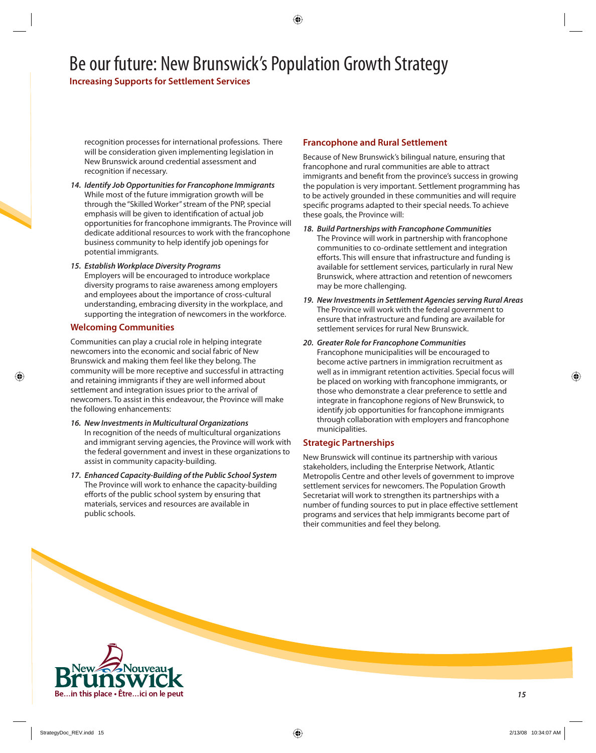recognition processes for international professions. There will be consideration given implementing legislation in New Brunswick around credential assessment and recognition if necessary.

14. ***Identify Job Opportunities for Francophone Immigrants***
    While most of the future immigration growth will be through the "Skilled Worker" stream of the PNP, special emphasis will be given to identification of actual job opportunities for francophone immigrants. The Province will dedicate additional resources to work with the francophone business community to help identify job openings for potential immigrants.

15. ***Establish Workplace Diversity Programs***
    Employers will be encouraged to introduce workplace diversity programs to raise awareness among employers and employees about the importance of cross-cultural understanding, embracing diversity in the workplace, and supporting the integration of newcomers in the workforce.

## Welcoming Communities

Communities can play a crucial role in helping integrate newcomers into the economic and social fabric of New Brunswick and making them feel like they belong. The community will be more receptive and successful in attracting and retaining immigrants if they are well informed about settlement and integration issues prior to the arrival of newcomers. To assist in this endeavour, the Province will make the following enhancements:

16. ***New Investments in Multicultural Organizations***
    In recognition of the needs of multicultural organizations and immigrant serving agencies, the Province will work with the federal government and invest in these organizations to assist in community capacity-building.

17. ***Enhanced Capacity-Building of the Public School System***
    The Province will work to enhance the capacity-building efforts of the public school system by ensuring that materials, services and resources are available in public schools.

## Francophone and Rural Settlement

Because of New Brunswick's bilingual nature, ensuring that francophone and rural communities are able to attract immigrants and benefit from the province's success in growing the population is very important. Settlement programming has to be actively grounded in these communities and will require specific programs adapted to their special needs. To achieve these goals, the Province will:

18. ***Build Partnerships with Francophone Communities***
    The Province will work in partnership with francophone communities to co-ordinate settlement and integration efforts. This will ensure that infrastructure and funding is available for settlement services, particularly in rural New Brunswick, where attraction and retention of newcomers may be more challenging.

19. ***New Investments in Settlement Agencies serving Rural Areas***
    The Province will work with the federal government to ensure that infrastructure and funding are available for settlement services for rural New Brunswick.

20. ***Greater Role for Francophone Communities***
    Francophone municipalities will be encouraged to become active partners in immigration recruitment as well as in immigrant retention activities. Special focus will be placed on working with francophone immigrants, or those who demonstrate a clear preference to settle and integrate in francophone regions of New Brunswick, to identify job opportunities for francophone immigrants through collaboration with employers and francophone municipalities.

## Strategic Partnerships

New Brunswick will continue its partnership with various stakeholders, including the Enterprise Network, Atlantic Metropolis Centre and other levels of government to improve settlement services for newcomers. The Population Growth Secretariat will work to strengthen its partnerships with a number of funding sources to put in place effective settlement programs and services that help immigrants become part of their communities and feel they belong.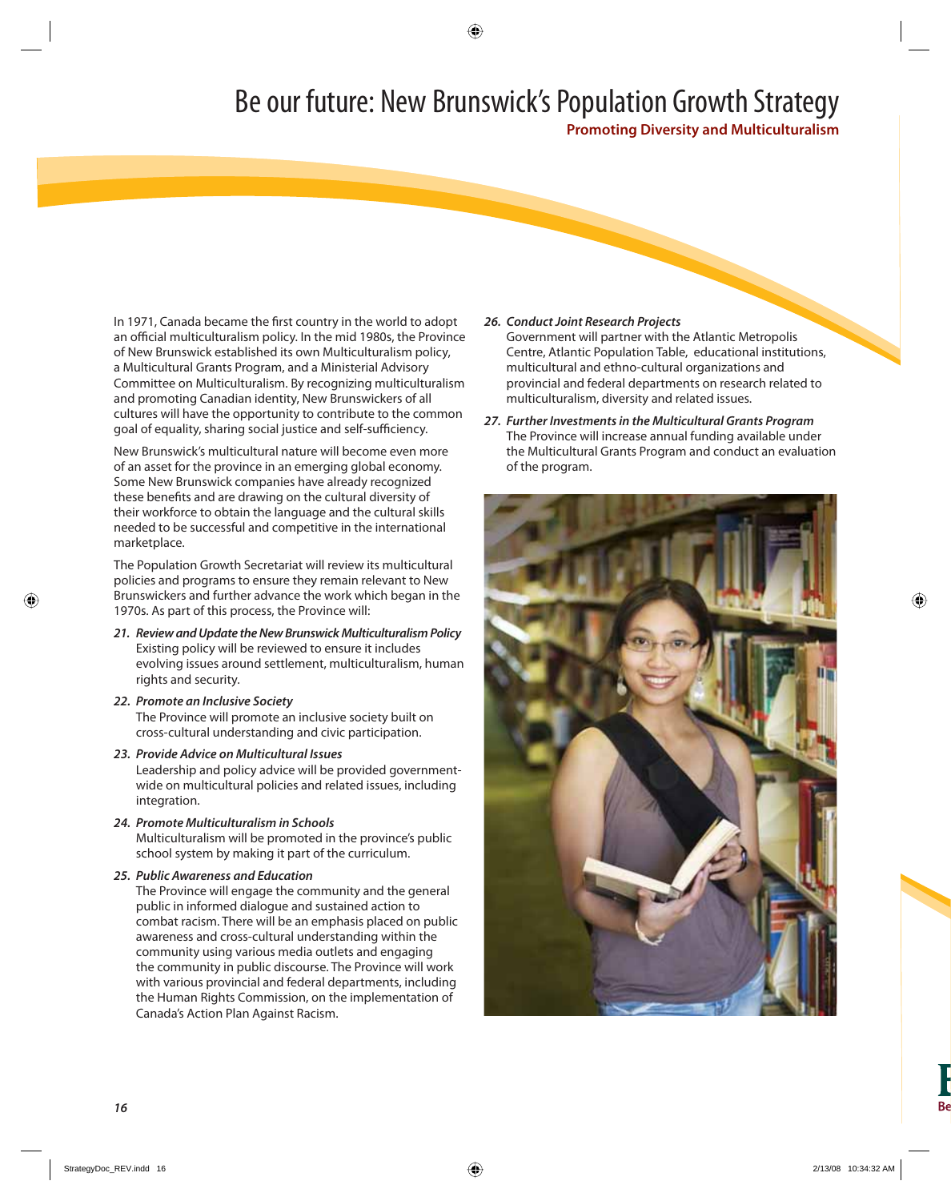# Be our future: New Brunswick's Population Growth Strategy

## Promoting Diversity and Multiculturalism

In 1971, Canada became the first country in the world to adopt an official multiculturalism policy. In the mid 1980s, the Province of New Brunswick established its own Multiculturalism policy, a Multicultural Grants Program, and a Ministerial Advisory Committee on Multiculturalism. By recognizing multiculturalism and promoting Canadian identity, New Brunswickers of all cultures will have the opportunity to contribute to the common goal of equality, sharing social justice and self-sufficiency.

New Brunswick's multicultural nature will become even more of an asset for the province in an emerging global economy. Some New Brunswick companies have already recognized these benefits and are drawing on the cultural diversity of their workforce to obtain the language and the cultural skills needed to be successful and competitive in the international marketplace.

The Population Growth Secretariat will review its multicultural policies and programs to ensure they remain relevant to New Brunswickers and further advance the work which began in the 1970s. As part of this process, the Province will:

21. ***Review and Update the New Brunswick Multiculturalism Policy***
    Existing policy will be reviewed to ensure it includes evolving issues around settlement, multiculturalism, human rights and security.

22. ***Promote an Inclusive Society***
    The Province will promote an inclusive society built on cross-cultural understanding and civic participation.

23. ***Provide Advice on Multicultural Issues***
    Leadership and policy advice will be provided government-wide on multicultural policies and related issues, including integration.

24. ***Promote Multiculturalism in Schools***
    Multiculturalism will be promoted in the province's public school system by making it part of the curriculum.

25. ***Public Awareness and Education***
    The Province will engage the community and the general public in informed dialogue and sustained action to combat racism. There will be an emphasis placed on public awareness and cross-cultural understanding within the community using various media outlets and engaging the community in public discourse. The Province will work with various provincial and federal departments, including the Human Rights Commission, on the implementation of Canada's Action Plan Against Racism.

26. ***Conduct Joint Research Projects***
    Government will partner with the Atlantic Metropolis Centre, Atlantic Population Table, educational institutions, multicultural and ethno-cultural organizations and provincial and federal departments on research related to multiculturalism, diversity and related issues.

27. ***Further Investments in the Multicultural Grants Program***
    The Province will increase annual funding available under the Multicultural Grants Program and conduct an evaluation of the program.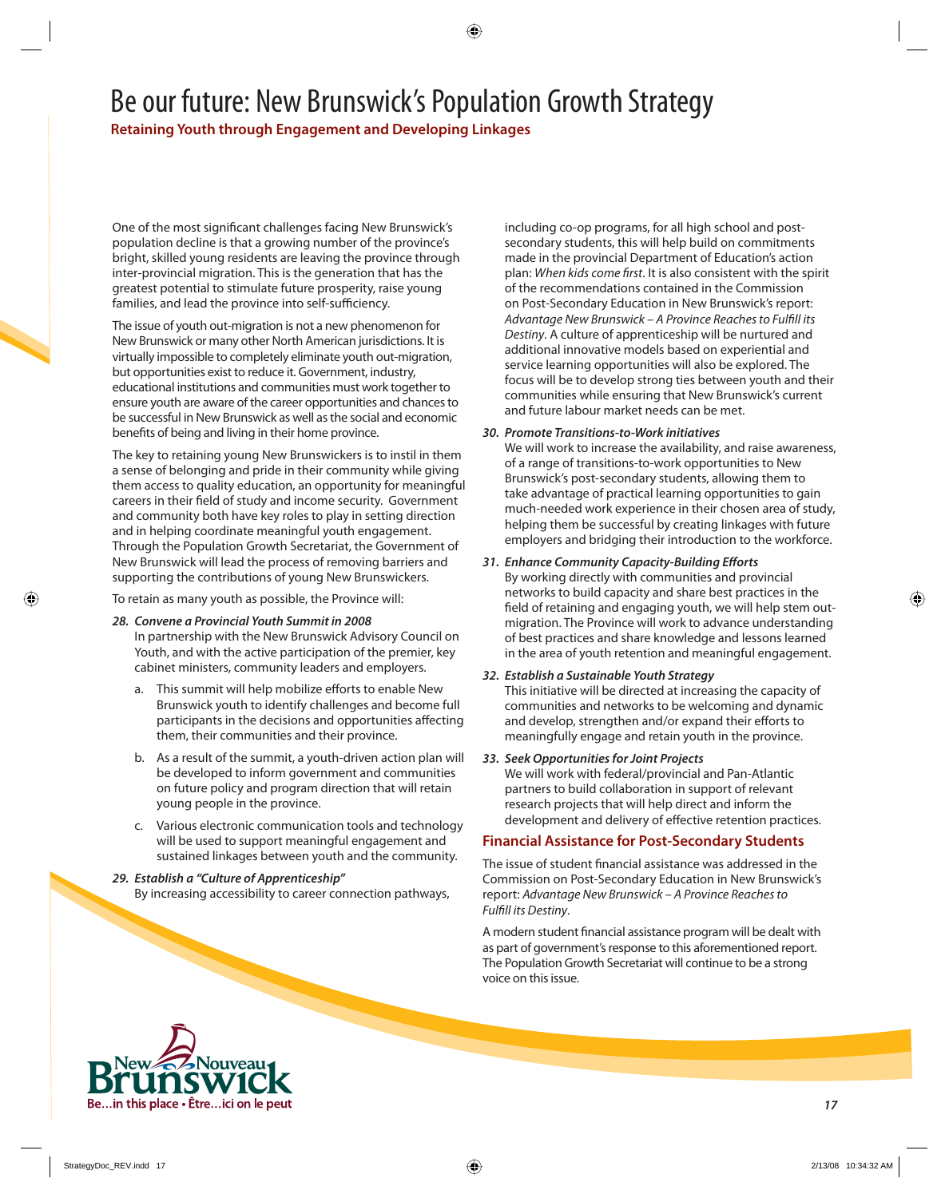# Be our future: New Brunswick's Population Growth Strategy

## Retaining Youth through Engagement and Developing Linkages

One of the most significant challenges facing New Brunswick's population decline is that a growing number of the province's bright, skilled young residents are leaving the province through inter-provincial migration. This is the generation that has the greatest potential to stimulate future prosperity, raise young families, and lead the province into self-sufficiency.

The issue of youth out-migration is not a new phenomenon for New Brunswick or many other North American jurisdictions. It is virtually impossible to completely eliminate youth out-migration, but opportunities exist to reduce it. Government, industry, educational institutions and communities must work together to ensure youth are aware of the career opportunities and chances to be successful in New Brunswick as well as the social and economic benefits of being and living in their home province.

The key to retaining young New Brunswickers is to instil in them a sense of belonging and pride in their community while giving them access to quality education, an opportunity for meaningful careers in their field of study and income security. Government and community both have key roles to play in setting direction and in helping coordinate meaningful youth engagement. Through the Population Growth Secretariat, the Government of New Brunswick will lead the process of removing barriers and supporting the contributions of young New Brunswickers.

To retain as many youth as possible, the Province will:

**28. *Convene a Provincial Youth Summit in 2008***
In partnership with the New Brunswick Advisory Council on Youth, and with the active participation of the premier, key cabinet ministers, community leaders and employers.

a. This summit will help mobilize efforts to enable New Brunswick youth to identify challenges and become full participants in the decisions and opportunities affecting them, their communities and their province.

b. As a result of the summit, a youth-driven action plan will be developed to inform government and communities on future policy and program direction that will retain young people in the province.

c. Various electronic communication tools and technology will be used to support meaningful engagement and sustained linkages between youth and the community.

**29. *Establish a "Culture of Apprenticeship"***
By increasing accessibility to career connection pathways, including co-op programs, for all high school and post-secondary students, this will help build on commitments made in the provincial Department of Education's action plan: *When kids come first*. It is also consistent with the spirit of the recommendations contained in the Commission on Post-Secondary Education in New Brunswick's report: *Advantage New Brunswick – A Province Reaches to Fulfill its Destiny*. A culture of apprenticeship will be nurtured and additional innovative models based on experiential and service learning opportunities will also be explored. The focus will be to develop strong ties between youth and their communities while ensuring that New Brunswick's current and future labour market needs can be met.

**30. *Promote Transitions-to-Work initiatives***
We will work to increase the availability, and raise awareness, of a range of transitions-to-work opportunities to New Brunswick's post-secondary students, allowing them to take advantage of practical learning opportunities to gain much-needed work experience in their chosen area of study, helping them be successful by creating linkages with future employers and bridging their introduction to the workforce.

**31. *Enhance Community Capacity-Building Efforts***
By working directly with communities and provincial networks to build capacity and share best practices in the field of retaining and engaging youth, we will help stem out-migration. The Province will work to advance understanding of best practices and share knowledge and lessons learned in the area of youth retention and meaningful engagement.

**32. *Establish a Sustainable Youth Strategy***
This initiative will be directed at increasing the capacity of communities and networks to be welcoming and dynamic and develop, strengthen and/or expand their efforts to meaningfully engage and retain youth in the province.

**33. *Seek Opportunities for Joint Projects***
We will work with federal/provincial and Pan-Atlantic partners to build collaboration in support of relevant research projects that will help direct and inform the development and delivery of effective retention practices.

### Financial Assistance for Post-Secondary Students

The issue of student financial assistance was addressed in the Commission on Post-Secondary Education in New Brunswick's report: *Advantage New Brunswick – A Province Reaches to Fulfill its Destiny*.

A modern student financial assistance program will be dealt with as part of government's response to this aforementioned report. The Population Growth Secretariat will continue to be a strong voice on this issue.

New Nouveau Brunswick
Be...in this place • Être...ici on le peut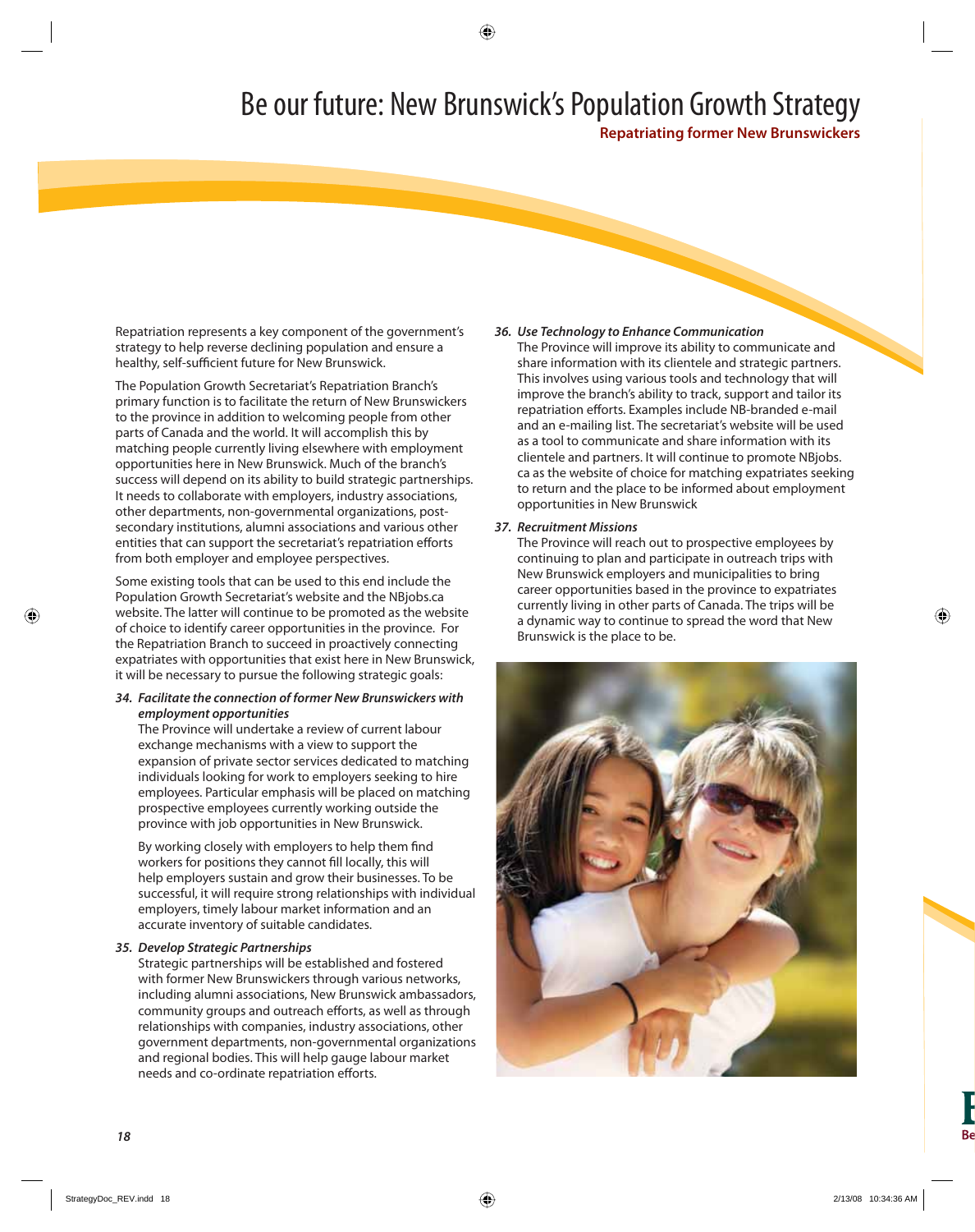# Be our future: New Brunswick's Population Growth Strategy

## Repatriating former New Brunswickers

Repatriation represents a key component of the government's strategy to help reverse declining population and ensure a healthy, self-sufficient future for New Brunswick.

The Population Growth Secretariat's Repatriation Branch's primary function is to facilitate the return of New Brunswickers to the province in addition to welcoming people from other parts of Canada and the world. It will accomplish this by matching people currently living elsewhere with employment opportunities here in New Brunswick. Much of the branch's success will depend on its ability to build strategic partnerships. It needs to collaborate with employers, industry associations, other departments, non-governmental organizations, post-secondary institutions, alumni associations and various other entities that can support the secretariat's repatriation efforts from both employer and employee perspectives.

Some existing tools that can be used to this end include the Population Growth Secretariat's website and the NBjobs.ca website. The latter will continue to be promoted as the website of choice to identify career opportunities in the province. For the Repatriation Branch to succeed in proactively connecting expatriates with opportunities that exist here in New Brunswick, it will be necessary to pursue the following strategic goals:

**34. *Facilitate the connection of former New Brunswickers with employment opportunities***

The Province will undertake a review of current labour exchange mechanisms with a view to support the expansion of private sector services dedicated to matching individuals looking for work to employers seeking to hire employees. Particular emphasis will be placed on matching prospective employees currently working outside the province with job opportunities in New Brunswick.

By working closely with employers to help them find workers for positions they cannot fill locally, this will help employers sustain and grow their businesses. To be successful, it will require strong relationships with individual employers, timely labour market information and an accurate inventory of suitable candidates.

**35. *Develop Strategic Partnerships***

Strategic partnerships will be established and fostered with former New Brunswickers through various networks, including alumni associations, New Brunswick ambassadors, community groups and outreach efforts, as well as through relationships with companies, industry associations, other government departments, non-governmental organizations and regional bodies. This will help gauge labour market needs and co-ordinate repatriation efforts.

**36. *Use Technology to Enhance Communication***

The Province will improve its ability to communicate and share information with its clientele and strategic partners. This involves using various tools and technology that will improve the branch's ability to track, support and tailor its repatriation efforts. Examples include NB-branded e-mail and an e-mailing list. The secretariat's website will be used as a tool to communicate and share information with its clientele and partners. It will continue to promote NBjobs.ca as the website of choice for matching expatriates seeking to return and the place to be informed about employment opportunities in New Brunswick

**37. *Recruitment Missions***

The Province will reach out to prospective employees by continuing to plan and participate in outreach trips with New Brunswick employers and municipalities to bring career opportunities based in the province to expatriates currently living in other parts of Canada. The trips will be a dynamic way to continue to spread the word that New Brunswick is the place to be.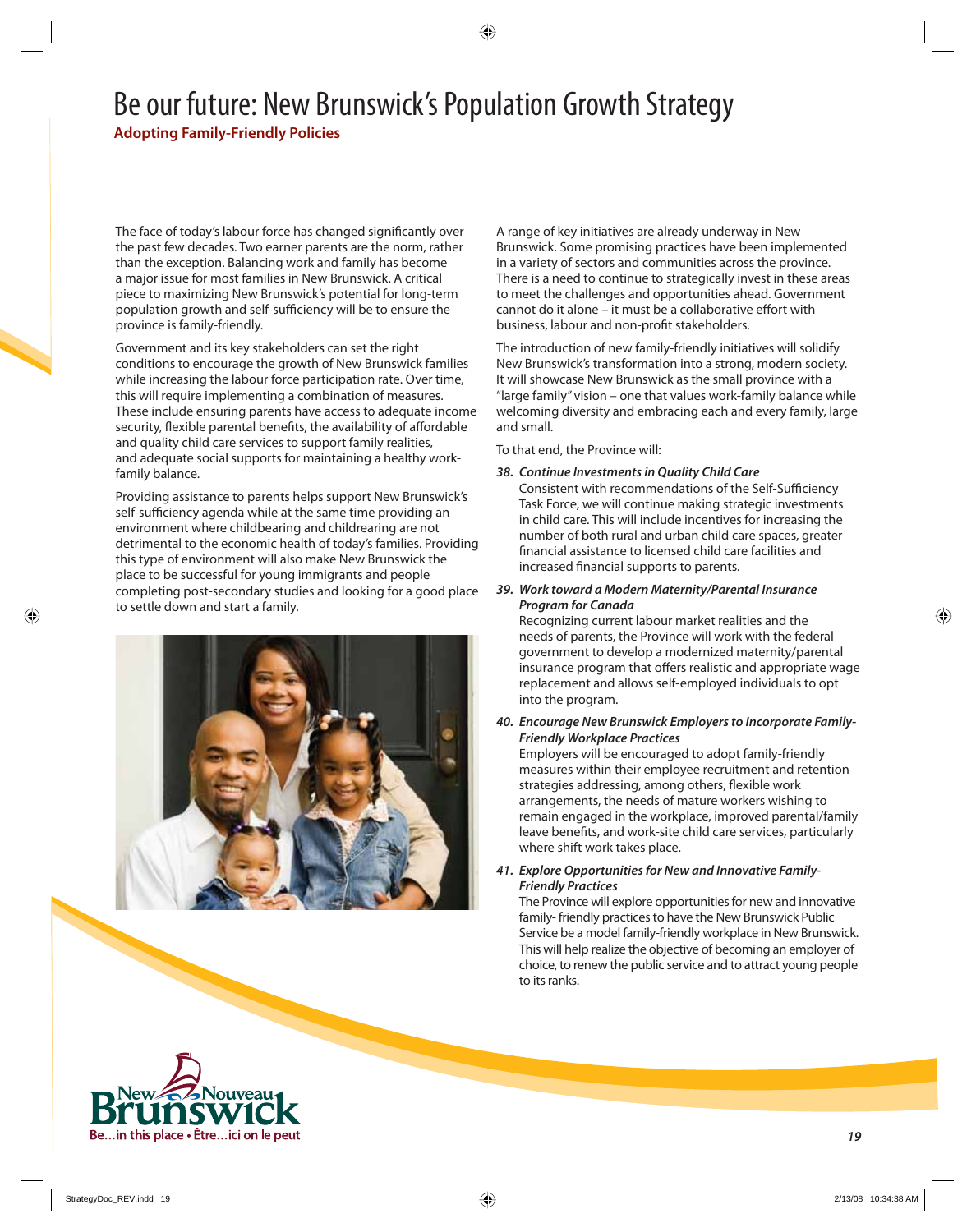# Be our future: New Brunswick's Population Growth Strategy

## Adopting Family-Friendly Policies

The face of today's labour force has changed significantly over the past few decades. Two earner parents are the norm, rather than the exception. Balancing work and family has become a major issue for most families in New Brunswick. A critical piece to maximizing New Brunswick's potential for long-term population growth and self-sufficiency will be to ensure the province is family-friendly.

Government and its key stakeholders can set the right conditions to encourage the growth of New Brunswick families while increasing the labour force participation rate. Over time, this will require implementing a combination of measures. These include ensuring parents have access to adequate income security, flexible parental benefits, the availability of affordable and quality child care services to support family realities, and adequate social supports for maintaining a healthy work-family balance.

Providing assistance to parents helps support New Brunswick's self-sufficiency agenda while at the same time providing an environment where childbearing and childrearing are not detrimental to the economic health of today's families. Providing this type of environment will also make New Brunswick the place to be successful for young immigrants and people completing post-secondary studies and looking for a good place to settle down and start a family.

A range of key initiatives are already underway in New Brunswick. Some promising practices have been implemented in a variety of sectors and communities across the province. There is a need to continue to strategically invest in these areas to meet the challenges and opportunities ahead. Government cannot do it alone – it must be a collaborative effort with business, labour and non-profit stakeholders.

The introduction of new family-friendly initiatives will solidify New Brunswick's transformation into a strong, modern society. It will showcase New Brunswick as the small province with a "large family" vision – one that values work-family balance while welcoming diversity and embracing each and every family, large and small.

To that end, the Province will:

38. ***Continue Investments in Quality Child Care***
    Consistent with recommendations of the Self-Sufficiency Task Force, we will continue making strategic investments in child care. This will include incentives for increasing the number of both rural and urban child care spaces, greater financial assistance to licensed child care facilities and increased financial supports to parents.

39. ***Work toward a Modern Maternity/Parental Insurance Program for Canada***
    Recognizing current labour market realities and the needs of parents, the Province will work with the federal government to develop a modernized maternity/parental insurance program that offers realistic and appropriate wage replacement and allows self-employed individuals to opt into the program.

40. ***Encourage New Brunswick Employers to Incorporate Family-Friendly Workplace Practices***
    Employers will be encouraged to adopt family-friendly measures within their employee recruitment and retention strategies addressing, among others, flexible work arrangements, the needs of mature workers wishing to remain engaged in the workplace, improved parental/family leave benefits, and work-site child care services, particularly where shift work takes place.

41. ***Explore Opportunities for New and Innovative Family-Friendly Practices***
    The Province will explore opportunities for new and innovative family- friendly practices to have the New Brunswick Public Service be a model family-friendly workplace in New Brunswick. This will help realize the objective of becoming an employer of choice, to renew the public service and to attract young people to its ranks.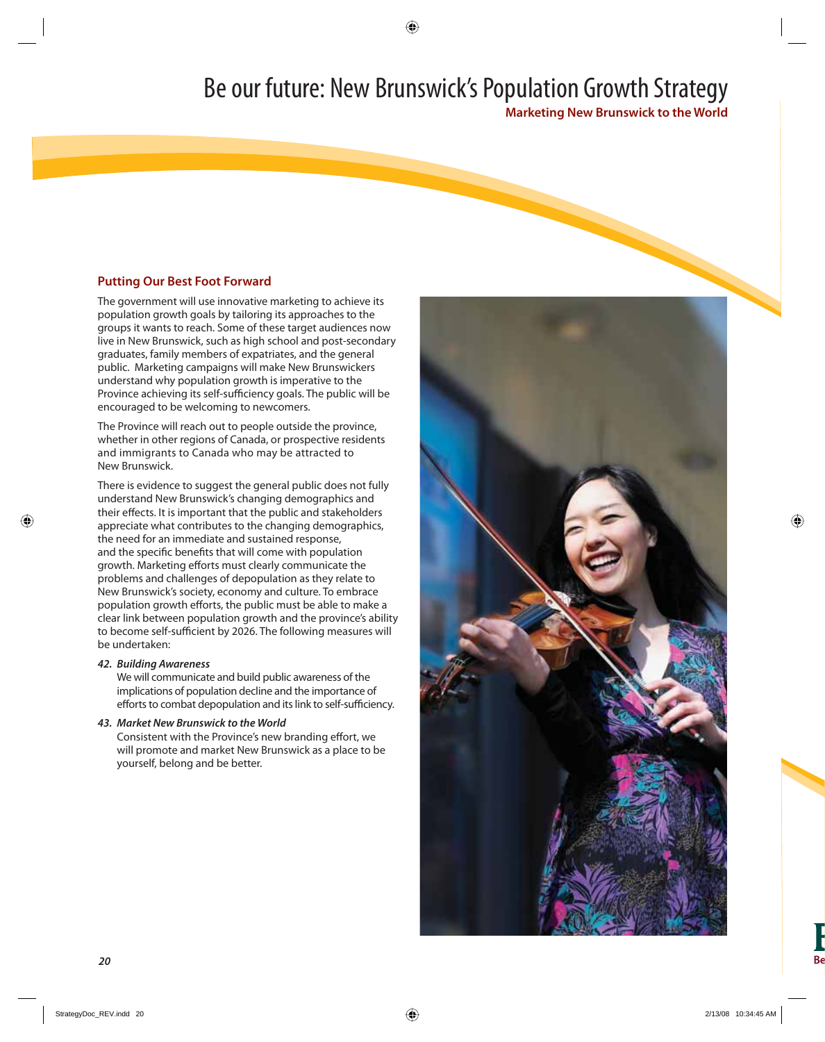## Putting Our Best Foot Forward

The government will use innovative marketing to achieve its population growth goals by tailoring its approaches to the groups it wants to reach. Some of these target audiences now live in New Brunswick, such as high school and post-secondary graduates, family members of expatriates, and the general public. Marketing campaigns will make New Brunswickers understand why population growth is imperative to the Province achieving its self-sufficiency goals. The public will be encouraged to be welcoming to newcomers.

The Province will reach out to people outside the province, whether in other regions of Canada, or prospective residents and immigrants to Canada who may be attracted to New Brunswick.

There is evidence to suggest the general public does not fully understand New Brunswick's changing demographics and their effects. It is important that the public and stakeholders appreciate what contributes to the changing demographics, the need for an immediate and sustained response, and the specific benefits that will come with population growth. Marketing efforts must clearly communicate the problems and challenges of depopulation as they relate to New Brunswick's society, economy and culture. To embrace population growth efforts, the public must be able to make a clear link between population growth and the province's ability to become self-sufficient by 2026. The following measures will be undertaken:

42. ***Building Awareness***
    We will communicate and build public awareness of the implications of population decline and the importance of efforts to combat depopulation and its link to self-sufficiency.

43. ***Market New Brunswick to the World***
    Consistent with the Province's new branding effort, we will promote and market New Brunswick as a place to be yourself, belong and be better.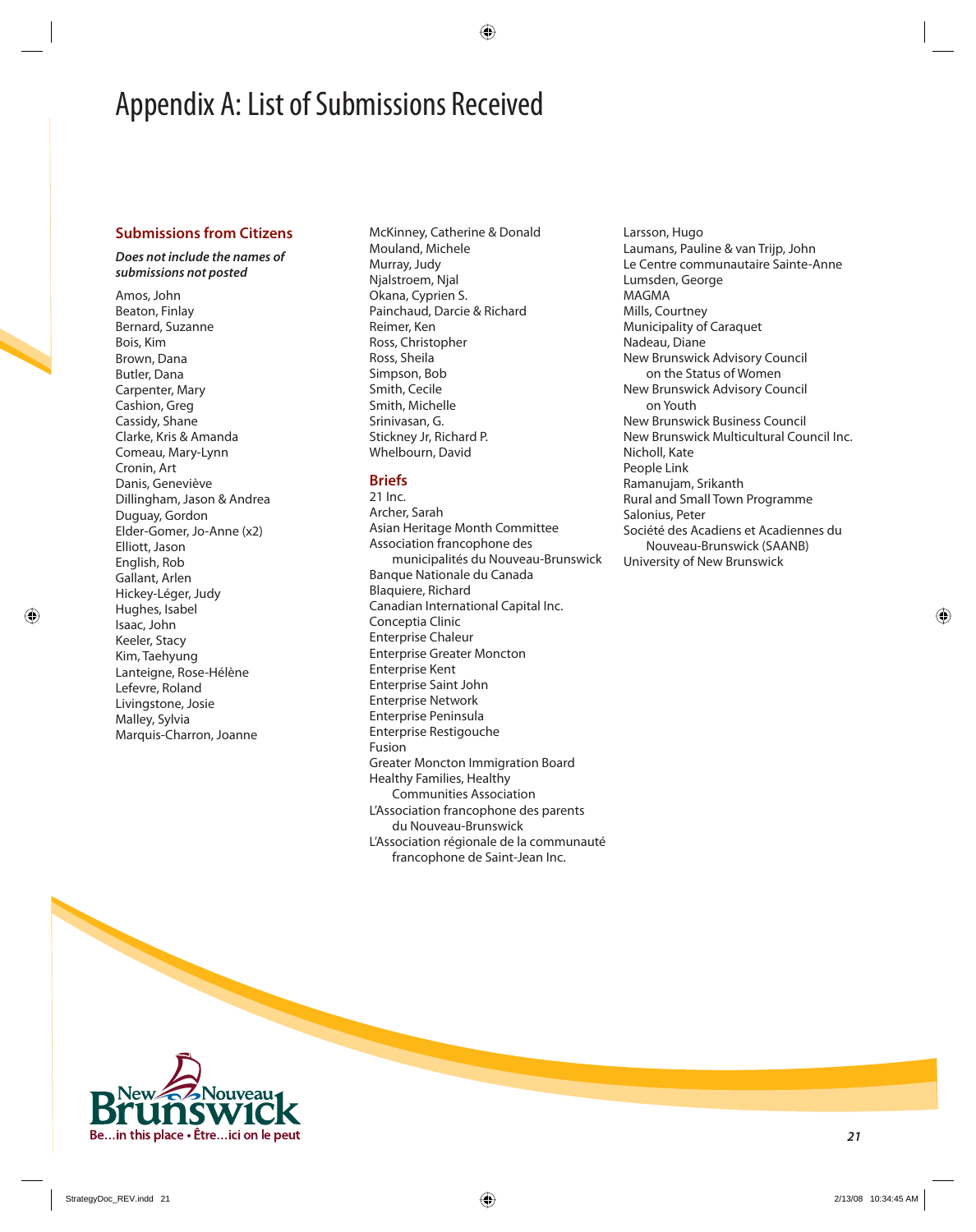# Appendix A: List of Submissions Received

## Submissions from Citizens

***Does not include the names of submissions not posted***

Amos, John
Beaton, Finlay
Bernard, Suzanne
Bois, Kim
Brown, Dana
Butler, Dana
Carpenter, Mary
Cashion, Greg
Cassidy, Shane
Clarke, Kris & Amanda
Comeau, Mary-Lynn
Cronin, Art
Danis, Geneviève
Dillingham, Jason & Andrea
Duguay, Gordon
Elder-Gomer, Jo-Anne (x2)
Elliott, Jason
English, Rob
Gallant, Arlen
Hickey-Léger, Judy
Hughes, Isabel
Isaac, John
Keeler, Stacy
Kim, Taehyung
Lanteigne, Rose-Hélène
Lefevre, Roland
Livingstone, Josie
Malley, Sylvia
Marquis-Charron, Joanne
McKinney, Catherine & Donald
Mouland, Michele
Murray, Judy
Njalstroem, Njal
Okana, Cyprien S.
Painchaud, Darcie & Richard
Reimer, Ken
Ross, Christopher
Ross, Sheila
Simpson, Bob
Smith, Cecile
Smith, Michelle
Srinivasan, G.
Stickney Jr, Richard P.
Whelbourn, David

## Briefs

21 Inc.
Archer, Sarah
Asian Heritage Month Committee
Association francophone des municipalités du Nouveau-Brunswick
Banque Nationale du Canada
Blaquiere, Richard
Canadian International Capital Inc.
Conceptia Clinic
Enterprise Chaleur
Enterprise Greater Moncton
Enterprise Kent
Enterprise Saint John
Enterprise Network
Enterprise Peninsula
Enterprise Restigouche
Fusion
Greater Moncton Immigration Board
Healthy Families, Healthy Communities Association
L'Association francophone des parents du Nouveau-Brunswick
L'Association régionale de la communauté francophone de Saint-Jean Inc.
Larsson, Hugo
Laumans, Pauline & van Trijp, John
Le Centre communautaire Sainte-Anne
Lumsden, George
MAGMA
Mills, Courtney
Municipality of Caraquet
Nadeau, Diane
New Brunswick Advisory Council on the Status of Women
New Brunswick Advisory Council on Youth
New Brunswick Business Council
New Brunswick Multicultural Council Inc.
Nicholl, Kate
People Link
Ramanujam, Srikanth
Rural and Small Town Programme
Salonius, Peter
Société des Acadiens et Acadiennes du Nouveau-Brunswick (SAANB)
University of New Brunswick